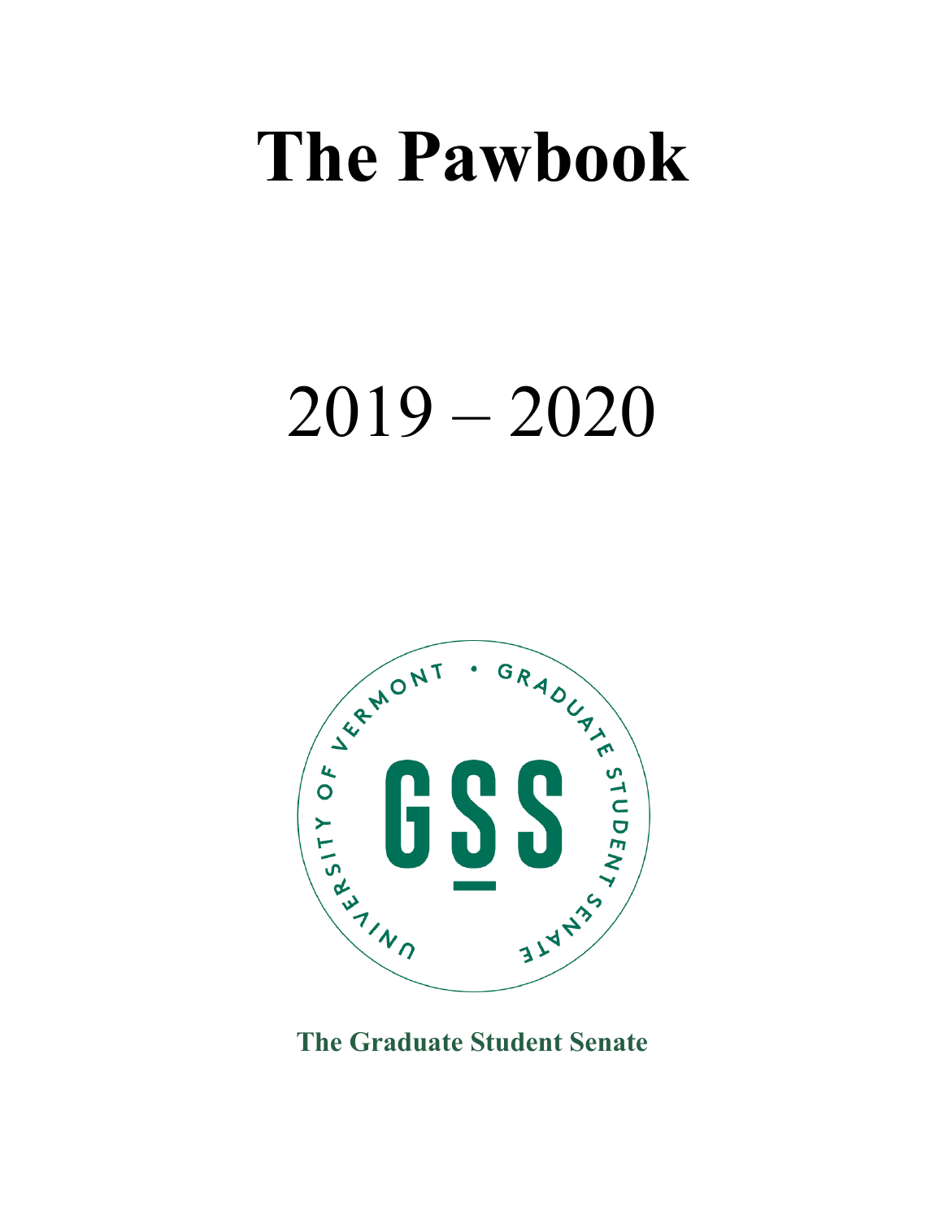# The Pawbook

2019 – 2020

**The Graduate Student Senate**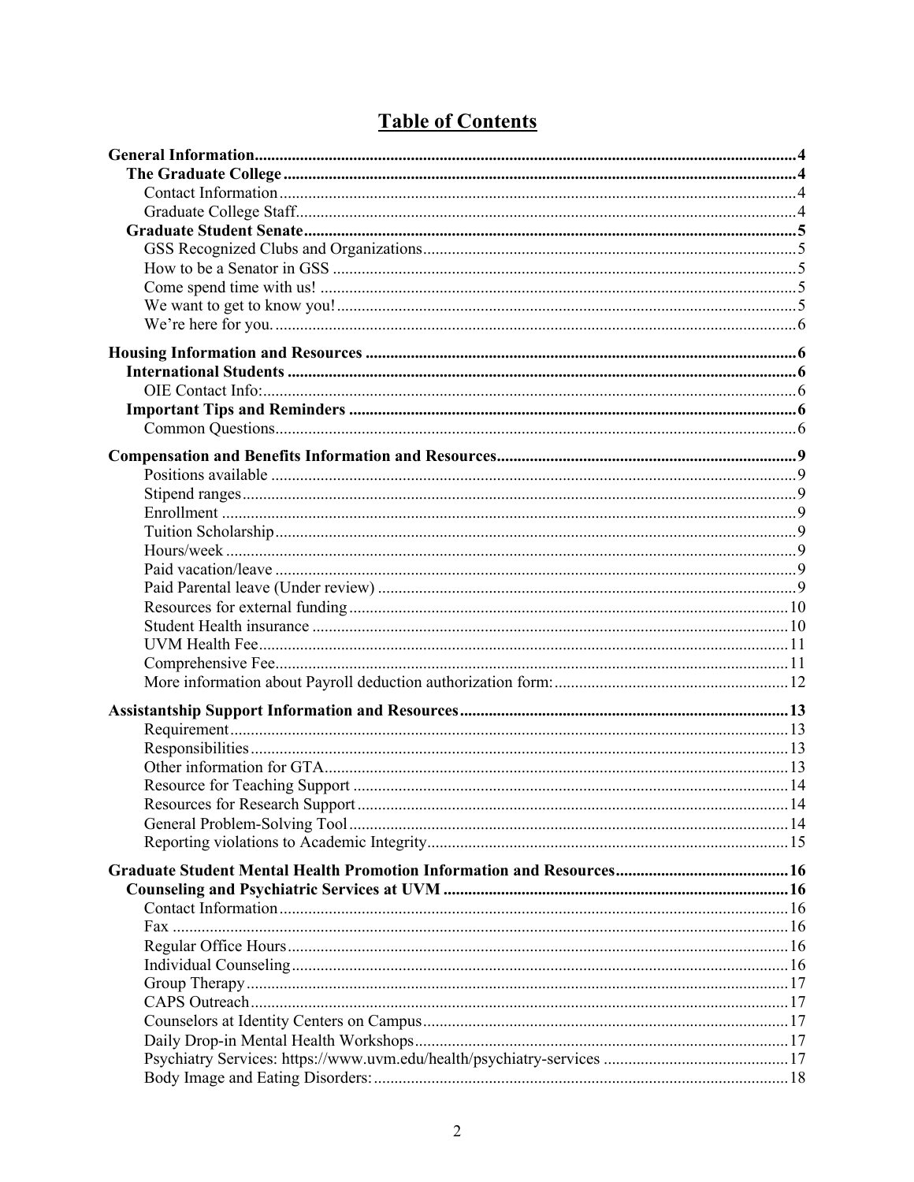# Table of Contents

- **General Information** ... 4
  - **The Graduate College** ... 4
    - Contact Information ... 4
    - Graduate College Staff ... 4
  - **Graduate Student Senate** ... 5
    - GSS Recognized Clubs and Organizations ... 5
    - How to be a Senator in GSS ... 5
    - Come spend time with us! ... 5
    - We want to get to know you! ... 5
    - We're here for you. ... 6
- **Housing Information and Resources** ... 6
  - **International Students** ... 6
    - OIE Contact Info: ... 6
  - **Important Tips and Reminders** ... 6
    - Common Questions ... 6
- **Compensation and Benefits Information and Resources** ... 9
    - Positions available ... 9
    - Stipend ranges ... 9
    - Enrollment ... 9
    - Tuition Scholarship ... 9
    - Hours/week ... 9
    - Paid vacation/leave ... 9
    - Paid Parental leave (Under review) ... 9
    - Resources for external funding ... 10
    - Student Health insurance ... 10
    - UVM Health Fee ... 11
    - Comprehensive Fee ... 11
    - More information about Payroll deduction authorization form: ... 12
- **Assistantship Support Information and Resources** ... 13
    - Requirement ... 13
    - Responsibilities ... 13
    - Other information for GTA ... 13
    - Resource for Teaching Support ... 14
    - Resources for Research Support ... 14
    - General Problem-Solving Tool ... 14
    - Reporting violations to Academic Integrity ... 15
- **Graduate Student Mental Health Promotion Information and Resources** ... 16
  - **Counseling and Psychiatric Services at UVM** ... 16
    - Contact Information ... 16
    - Fax ... 16
    - Regular Office Hours ... 16
    - Individual Counseling ... 16
    - Group Therapy ... 17
    - CAPS Outreach ... 17
    - Counselors at Identity Centers on Campus ... 17
    - Daily Drop-in Mental Health Workshops ... 17
    - Psychiatry Services: https://www.uvm.edu/health/psychiatry-services ... 17
    - Body Image and Eating Disorders: ... 18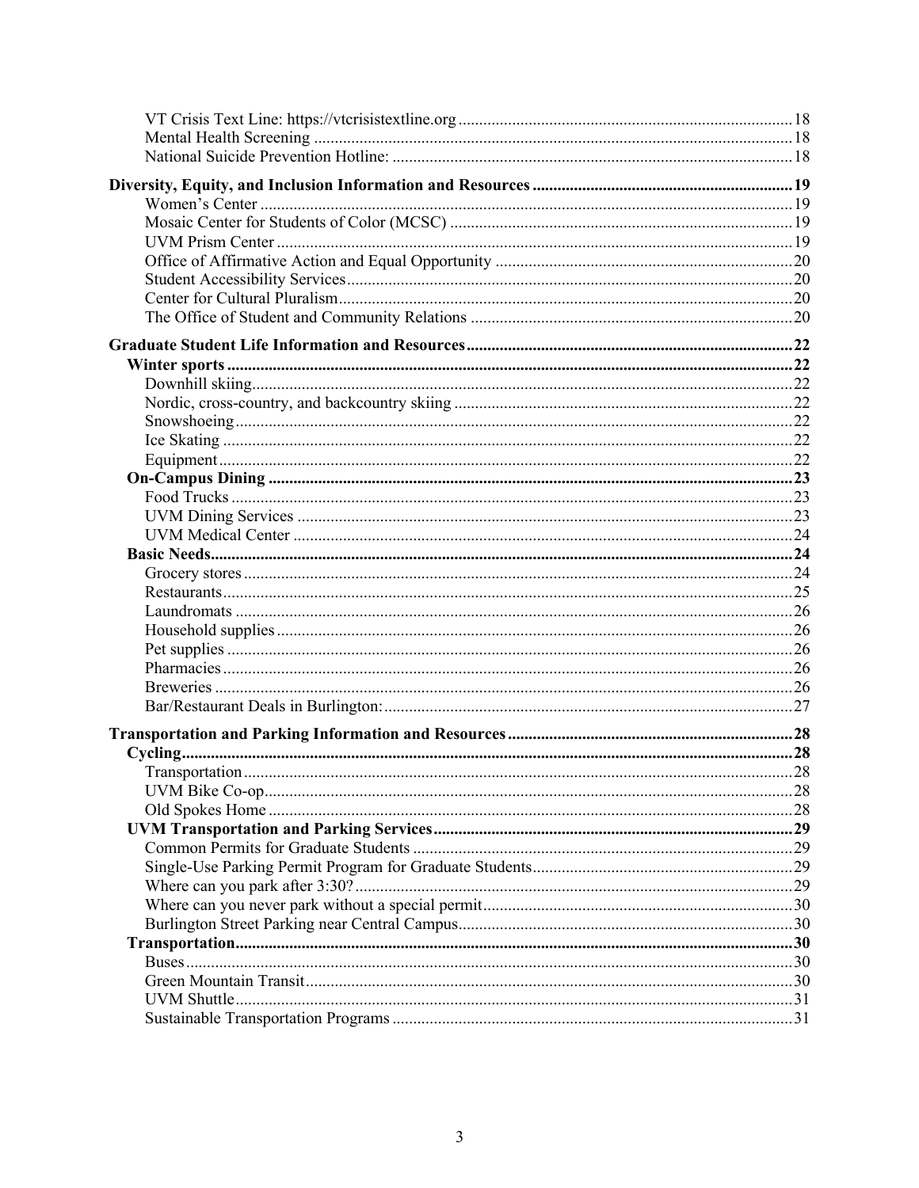VT Crisis Text Line: https://vtcrisistextline.org ..... 18
Mental Health Screening ..... 18
National Suicide Prevention Hotline: ..... 18

**Diversity, Equity, and Inclusion Information and Resources ..... 19**
Women's Center ..... 19
Mosaic Center for Students of Color (MCSC) ..... 19
UVM Prism Center ..... 19
Office of Affirmative Action and Equal Opportunity ..... 20
Student Accessibility Services ..... 20
Center for Cultural Pluralism ..... 20
The Office of Student and Community Relations ..... 20

**Graduate Student Life Information and Resources ..... 22**
**Winter sports ..... 22**
Downhill skiing ..... 22
Nordic, cross-country, and backcountry skiing ..... 22
Snowshoeing ..... 22
Ice Skating ..... 22
Equipment ..... 22
**On-Campus Dining ..... 23**
Food Trucks ..... 23
UVM Dining Services ..... 23
UVM Medical Center ..... 24
**Basic Needs ..... 24**
Grocery stores ..... 24
Restaurants ..... 25
Laundromats ..... 26
Household supplies ..... 26
Pet supplies ..... 26
Pharmacies ..... 26
Breweries ..... 26
Bar/Restaurant Deals in Burlington: ..... 27

**Transportation and Parking Information and Resources ..... 28**
**Cycling ..... 28**
Transportation ..... 28
UVM Bike Co-op ..... 28
Old Spokes Home ..... 28
**UVM Transportation and Parking Services ..... 29**
Common Permits for Graduate Students ..... 29
Single-Use Parking Permit Program for Graduate Students ..... 29
Where can you park after 3:30? ..... 29
Where can you never park without a special permit ..... 30
Burlington Street Parking near Central Campus ..... 30
**Transportation ..... 30**
Buses ..... 30
Green Mountain Transit ..... 30
UVM Shuttle ..... 31
Sustainable Transportation Programs ..... 31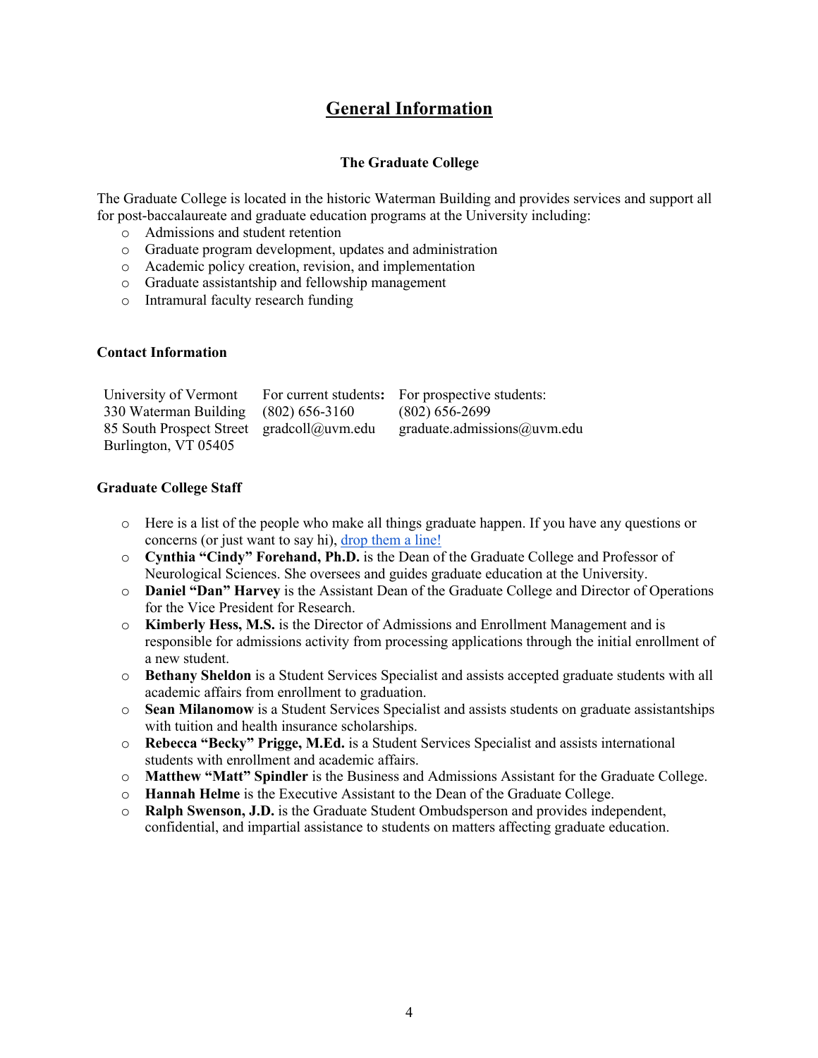# General Information

### The Graduate College

The Graduate College is located in the historic Waterman Building and provides services and support all for post-baccalaureate and graduate education programs at the University including:

- Admissions and student retention
- Graduate program development, updates and administration
- Academic policy creation, revision, and implementation
- Graduate assistantship and fellowship management
- Intramural faculty research funding

**Contact Information**

| University of Vermont | For current students**:** | For prospective students: |
|---|---|---|
| 330 Waterman Building | (802) 656-3160 | (802) 656-2699 |
| 85 South Prospect Street | gradcoll@uvm.edu | graduate.admissions@uvm.edu |
| Burlington, VT 05405 | | |

**Graduate College Staff**

- Here is a list of the people who make all things graduate happen. If you have any questions or concerns (or just want to say hi), drop them a line!
- **Cynthia "Cindy" Forehand, Ph.D.** is the Dean of the Graduate College and Professor of Neurological Sciences. She oversees and guides graduate education at the University.
- **Daniel "Dan" Harvey** is the Assistant Dean of the Graduate College and Director of Operations for the Vice President for Research.
- **Kimberly Hess, M.S.** is the Director of Admissions and Enrollment Management and is responsible for admissions activity from processing applications through the initial enrollment of a new student.
- **Bethany Sheldon** is a Student Services Specialist and assists accepted graduate students with all academic affairs from enrollment to graduation.
- **Sean Milanomow** is a Student Services Specialist and assists students on graduate assistantships with tuition and health insurance scholarships.
- **Rebecca "Becky" Prigge, M.Ed.** is a Student Services Specialist and assists international students with enrollment and academic affairs.
- **Matthew "Matt" Spindler** is the Business and Admissions Assistant for the Graduate College.
- **Hannah Helme** is the Executive Assistant to the Dean of the Graduate College.
- **Ralph Swenson, J.D.** is the Graduate Student Ombudsperson and provides independent, confidential, and impartial assistance to students on matters affecting graduate education.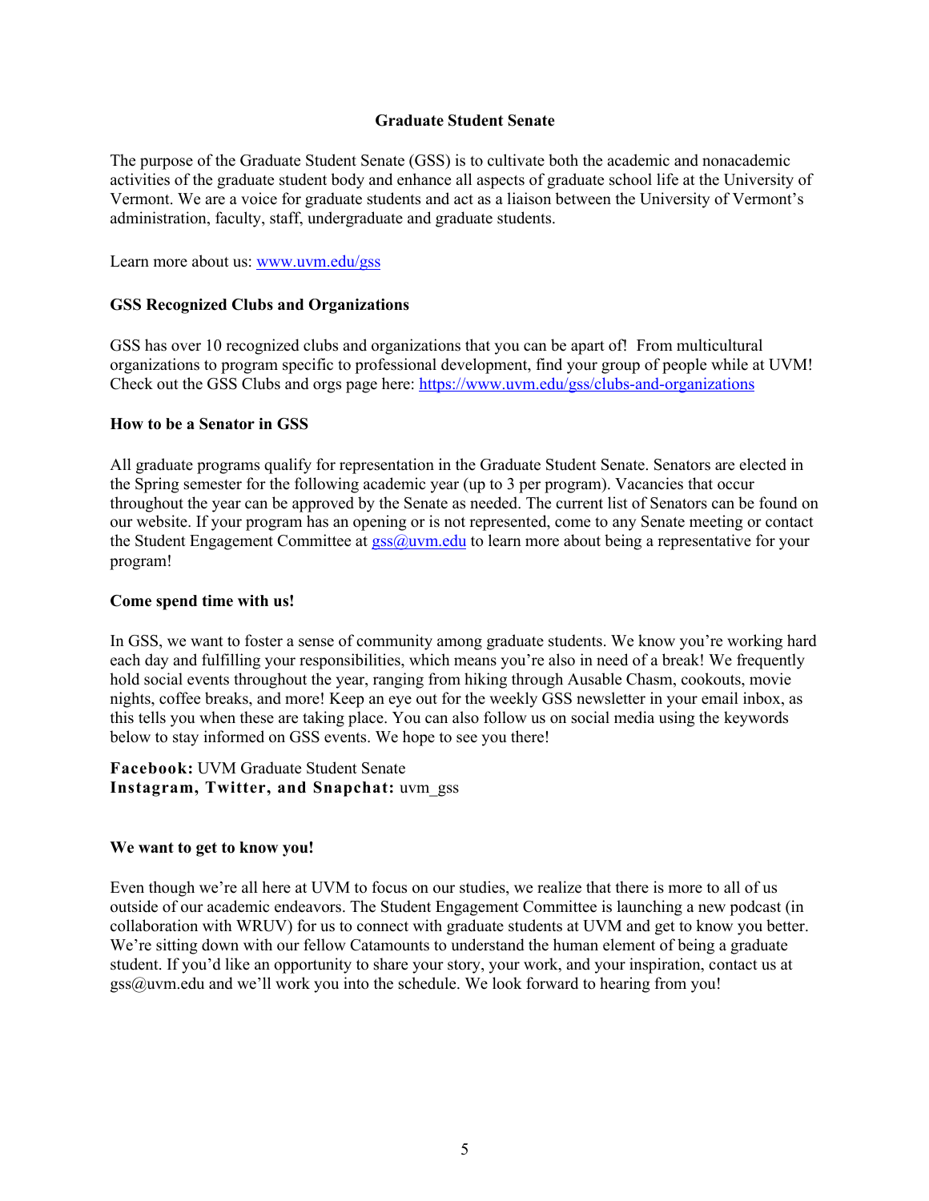# Graduate Student Senate

The purpose of the Graduate Student Senate (GSS) is to cultivate both the academic and nonacademic activities of the graduate student body and enhance all aspects of graduate school life at the University of Vermont. We are a voice for graduate students and act as a liaison between the University of Vermont's administration, faculty, staff, undergraduate and graduate students.

Learn more about us: [www.uvm.edu/gss](www.uvm.edu/gss)

## GSS Recognized Clubs and Organizations

GSS has over 10 recognized clubs and organizations that you can be apart of! From multicultural organizations to program specific to professional development, find your group of people while at UVM! Check out the GSS Clubs and orgs page here: [https://www.uvm.edu/gss/clubs-and-organizations](https://www.uvm.edu/gss/clubs-and-organizations)

## How to be a Senator in GSS

All graduate programs qualify for representation in the Graduate Student Senate. Senators are elected in the Spring semester for the following academic year (up to 3 per program). Vacancies that occur throughout the year can be approved by the Senate as needed. The current list of Senators can be found on our website. If your program has an opening or is not represented, come to any Senate meeting or contact the Student Engagement Committee at [gss@uvm.edu](mailto:gss@uvm.edu) to learn more about being a representative for your program!

## Come spend time with us!

In GSS, we want to foster a sense of community among graduate students. We know you're working hard each day and fulfilling your responsibilities, which means you're also in need of a break! We frequently hold social events throughout the year, ranging from hiking through Ausable Chasm, cookouts, movie nights, coffee breaks, and more! Keep an eye out for the weekly GSS newsletter in your email inbox, as this tells you when these are taking place. You can also follow us on social media using the keywords below to stay informed on GSS events. We hope to see you there!

**Facebook:** UVM Graduate Student Senate
**Instagram, Twitter, and Snapchat:** uvm_gss

## We want to get to know you!

Even though we're all here at UVM to focus on our studies, we realize that there is more to all of us outside of our academic endeavors. The Student Engagement Committee is launching a new podcast (in collaboration with WRUV) for us to connect with graduate students at UVM and get to know you better. We're sitting down with our fellow Catamounts to understand the human element of being a graduate student. If you'd like an opportunity to share your story, your work, and your inspiration, contact us at gss@uvm.edu and we'll work you into the schedule. We look forward to hearing from you!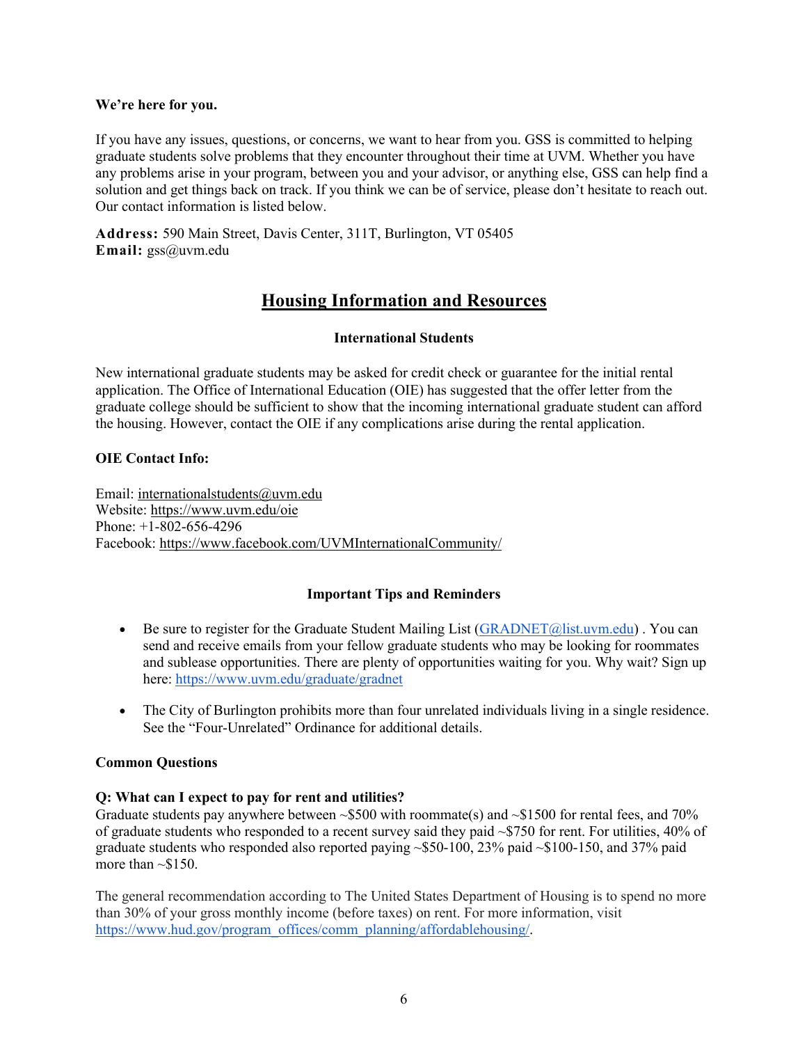**We're here for you.**

If you have any issues, questions, or concerns, we want to hear from you. GSS is committed to helping graduate students solve problems that they encounter throughout their time at UVM. Whether you have any problems arise in your program, between you and your advisor, or anything else, GSS can help find a solution and get things back on track. If you think we can be of service, please don't hesitate to reach out. Our contact information is listed below.

**Address:** 590 Main Street, Davis Center, 311T, Burlington, VT 05405
**Email:** gss@uvm.edu

## Housing Information and Resources

### International Students

New international graduate students may be asked for credit check or guarantee for the initial rental application. The Office of International Education (OIE) has suggested that the offer letter from the graduate college should be sufficient to show that the incoming international graduate student can afford the housing. However, contact the OIE if any complications arise during the rental application.

**OIE Contact Info:**

Email: internationalstudents@uvm.edu
Website: https://www.uvm.edu/oie
Phone: +1-802-656-4296
Facebook: https://www.facebook.com/UVMInternationalCommunity/

### Important Tips and Reminders

- Be sure to register for the Graduate Student Mailing List (GRADNET@list.uvm.edu) . You can send and receive emails from your fellow graduate students who may be looking for roommates and sublease opportunities. There are plenty of opportunities waiting for you. Why wait? Sign up here: https://www.uvm.edu/graduate/gradnet

- The City of Burlington prohibits more than four unrelated individuals living in a single residence. See the "Four-Unrelated" Ordinance for additional details.

**Common Questions**

**Q: What can I expect to pay for rent and utilities?**
Graduate students pay anywhere between ~$500 with roommate(s) and ~$1500 for rental fees, and 70% of graduate students who responded to a recent survey said they paid ~$750 for rent. For utilities, 40% of graduate students who responded also reported paying ~$50-100, 23% paid ~$100-150, and 37% paid more than ~$150.

The general recommendation according to The United States Department of Housing is to spend no more than 30% of your gross monthly income (before taxes) on rent. For more information, visit https://www.hud.gov/program_offices/comm_planning/affordablehousing/.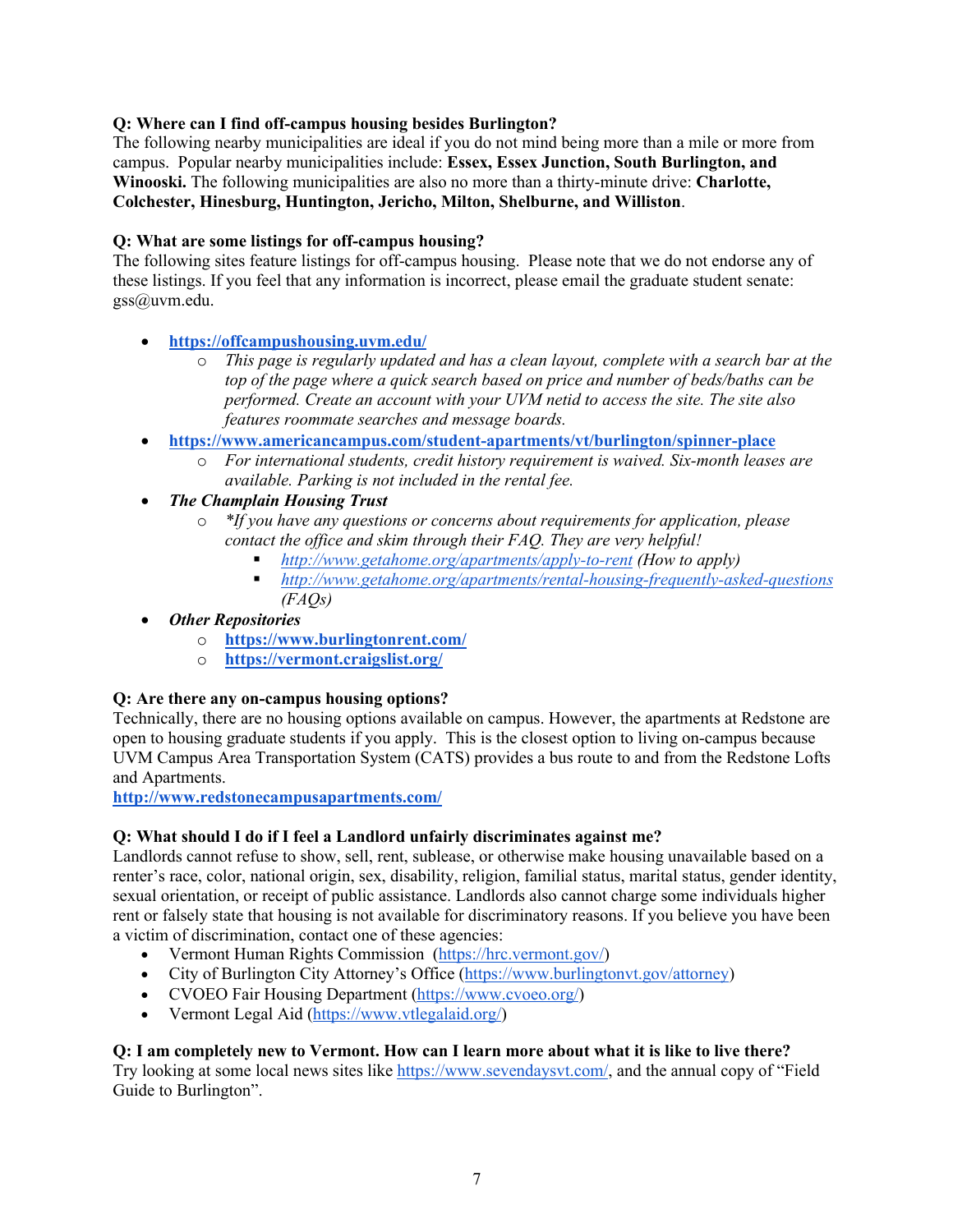**Q: Where can I find off-campus housing besides Burlington?**
The following nearby municipalities are ideal if you do not mind being more than a mile or more from campus. Popular nearby municipalities include: **Essex, Essex Junction, South Burlington, and Winooski.** The following municipalities are also no more than a thirty-minute drive: **Charlotte, Colchester, Hinesburg, Huntington, Jericho, Milton, Shelburne, and Williston**.

**Q: What are some listings for off-campus housing?**
The following sites feature listings for off-campus housing. Please note that we do not endorse any of these listings. If you feel that any information is incorrect, please email the graduate student senate: gss@uvm.edu.

- **https://offcampushousing.uvm.edu/**
  - *This page is regularly updated and has a clean layout, complete with a search bar at the top of the page where a quick search based on price and number of beds/baths can be performed. Create an account with your UVM netid to access the site. The site also features roommate searches and message boards.*
- **https://www.americancampus.com/student-apartments/vt/burlington/spinner-place**
  - *For international students, credit history requirement is waived. Six-month leases are available. Parking is not included in the rental fee.*
- ***The Champlain Housing Trust***
  - **If you have any questions or concerns about requirements for application, please contact the office and skim through their FAQ. They are very helpful!*
    - *http://www.getahome.org/apartments/apply-to-rent (How to apply)*
    - *http://www.getahome.org/apartments/rental-housing-frequently-asked-questions (FAQs)*
- ***Other Repositories***
  - **https://www.burlingtonrent.com/**
  - **https://vermont.craigslist.org/**

**Q: Are there any on-campus housing options?**
Technically, there are no housing options available on campus. However, the apartments at Redstone are open to housing graduate students if you apply. This is the closest option to living on-campus because UVM Campus Area Transportation System (CATS) provides a bus route to and from the Redstone Lofts and Apartments.
**http://www.redstonecampusapartments.com/**

**Q: What should I do if I feel a Landlord unfairly discriminates against me?**
Landlords cannot refuse to show, sell, rent, sublease, or otherwise make housing unavailable based on a renter's race, color, national origin, sex, disability, religion, familial status, marital status, gender identity, sexual orientation, or receipt of public assistance. Landlords also cannot charge some individuals higher rent or falsely state that housing is not available for discriminatory reasons. If you believe you have been a victim of discrimination, contact one of these agencies:

- Vermont Human Rights Commission (https://hrc.vermont.gov/)
- City of Burlington City Attorney's Office (https://www.burlingtonvt.gov/attorney)
- CVOEO Fair Housing Department (https://www.cvoeo.org/)
- Vermont Legal Aid (https://www.vtlegalaid.org/)

**Q: I am completely new to Vermont. How can I learn more about what it is like to live there?**
Try looking at some local news sites like https://www.sevendaysvt.com/, and the annual copy of "Field Guide to Burlington".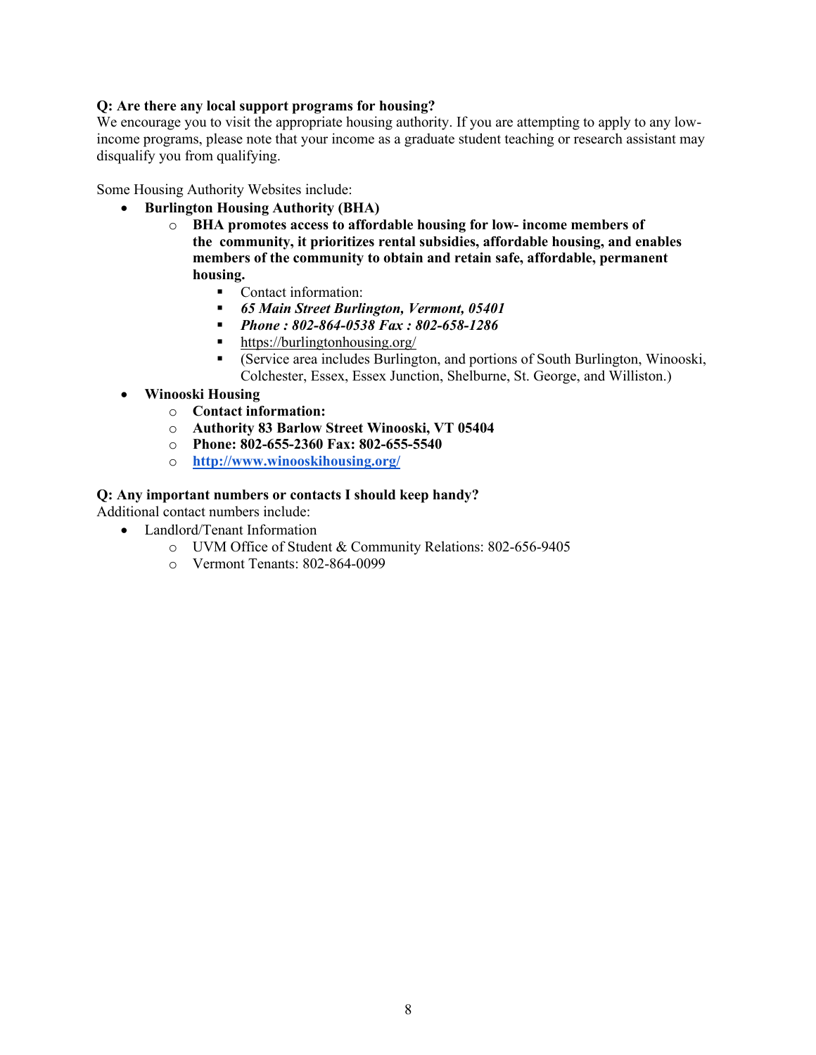**Q: Are there any local support programs for housing?**

We encourage you to visit the appropriate housing authority. If you are attempting to apply to any low-income programs, please note that your income as a graduate student teaching or research assistant may disqualify you from qualifying.

Some Housing Authority Websites include:

- **Burlington Housing Authority (BHA)**
  - **BHA promotes access to affordable housing for low- income members of the community, it prioritizes rental subsidies, affordable housing, and enables members of the community to obtain and retain safe, affordable, permanent housing.**
    - Contact information:
    - ***65 Main Street Burlington, Vermont, 05401***
    - ***Phone : 802-864-0538 Fax : 802-658-1286***
    - https://burlingtonhousing.org/
    - (Service area includes Burlington, and portions of South Burlington, Winooski, Colchester, Essex, Essex Junction, Shelburne, St. George, and Williston.)
- **Winooski Housing**
  - **Contact information:**
  - **Authority 83 Barlow Street Winooski, VT 05404**
  - **Phone: 802-655-2360 Fax: 802-655-5540**
  - **http://www.winooskihousing.org/**

**Q: Any important numbers or contacts I should keep handy?**

Additional contact numbers include:

- Landlord/Tenant Information
  - UVM Office of Student & Community Relations: 802-656-9405
  - Vermont Tenants: 802-864-0099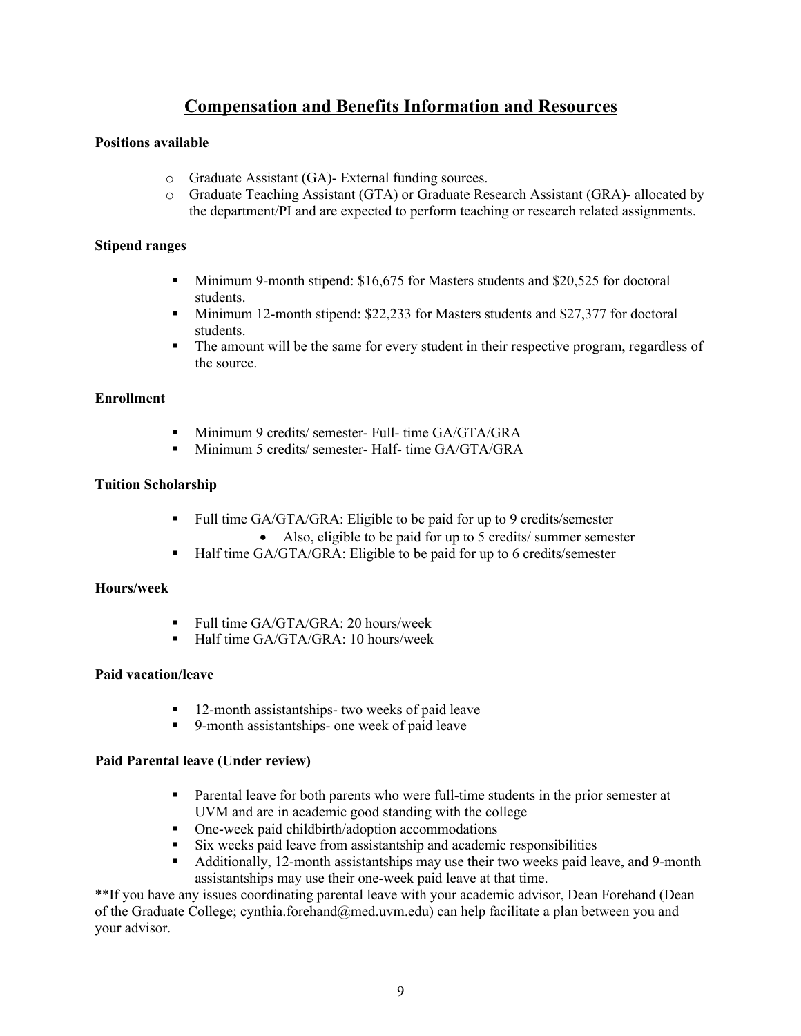## Compensation and Benefits Information and Resources

**Positions available**

- Graduate Assistant (GA)- External funding sources.
- Graduate Teaching Assistant (GTA) or Graduate Research Assistant (GRA)- allocated by the department/PI and are expected to perform teaching or research related assignments.

**Stipend ranges**

- Minimum 9-month stipend: $16,675 for Masters students and $20,525 for doctoral students.
- Minimum 12-month stipend: $22,233 for Masters students and $27,377 for doctoral students.
- The amount will be the same for every student in their respective program, regardless of the source.

**Enrollment**

- Minimum 9 credits/ semester- Full- time GA/GTA/GRA
- Minimum 5 credits/ semester- Half- time GA/GTA/GRA

**Tuition Scholarship**

- Full time GA/GTA/GRA: Eligible to be paid for up to 9 credits/semester
  - Also, eligible to be paid for up to 5 credits/ summer semester
- Half time GA/GTA/GRA: Eligible to be paid for up to 6 credits/semester

**Hours/week**

- Full time GA/GTA/GRA: 20 hours/week
- Half time GA/GTA/GRA: 10 hours/week

**Paid vacation/leave**

- 12-month assistantships- two weeks of paid leave
- 9-month assistantships- one week of paid leave

**Paid Parental leave (Under review)**

- Parental leave for both parents who were full-time students in the prior semester at UVM and are in academic good standing with the college
- One-week paid childbirth/adoption accommodations
- Six weeks paid leave from assistantship and academic responsibilities
- Additionally, 12-month assistantships may use their two weeks paid leave, and 9-month assistantships may use their one-week paid leave at that time.

**If you have any issues coordinating parental leave with your academic advisor, Dean Forehand (Dean of the Graduate College; cynthia.forehand@med.uvm.edu) can help facilitate a plan between you and your advisor.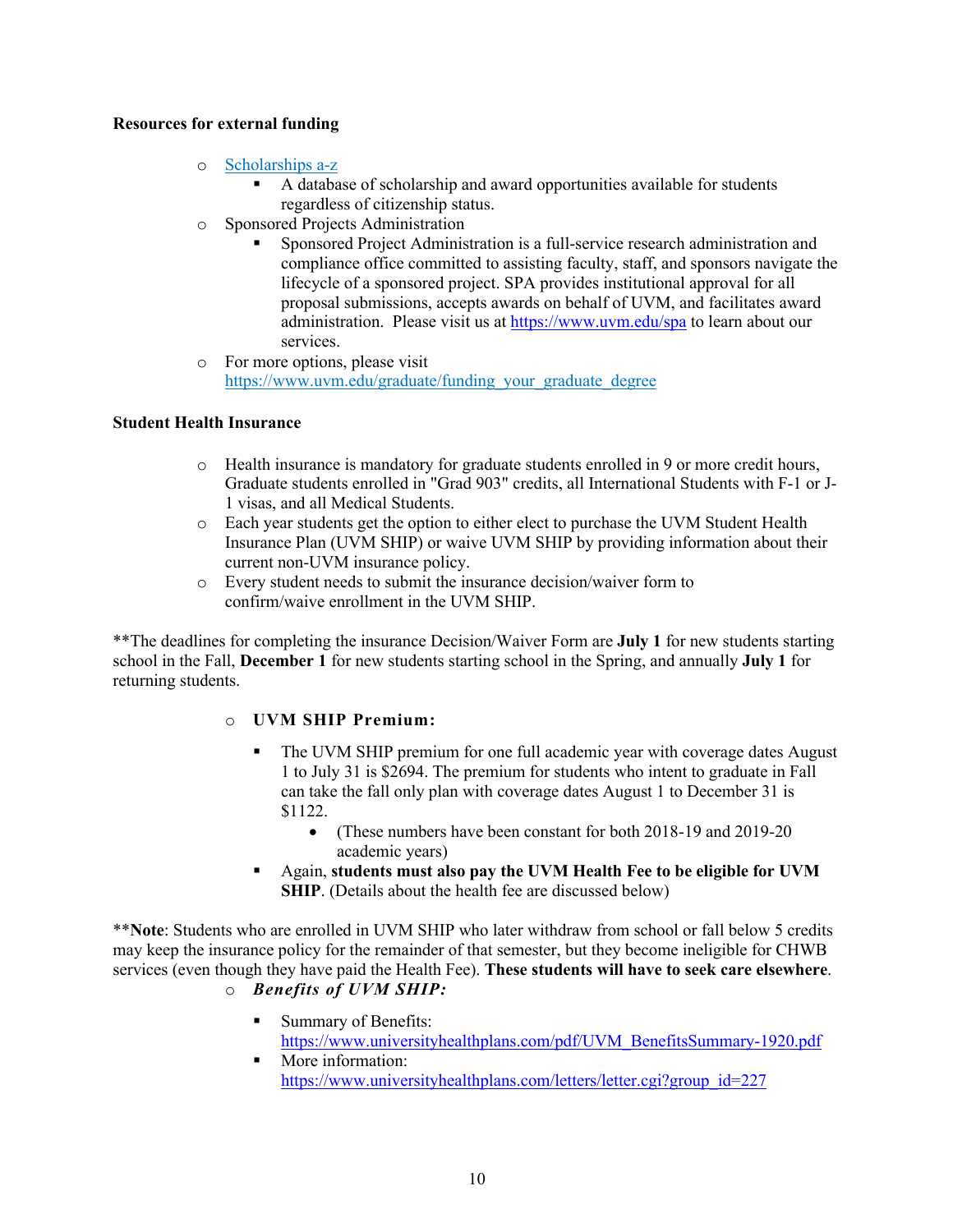**Resources for external funding**

- [Scholarships a-z](#)
  - A database of scholarship and award opportunities available for students regardless of citizenship status.
- Sponsored Projects Administration
  - Sponsored Project Administration is a full-service research administration and compliance office committed to assisting faculty, staff, and sponsors navigate the lifecycle of a sponsored project. SPA provides institutional approval for all proposal submissions, accepts awards on behalf of UVM, and facilitates award administration. Please visit us at https://www.uvm.edu/spa to learn about our services.
- For more options, please visit https://www.uvm.edu/graduate/funding_your_graduate_degree

**Student Health Insurance**

- Health insurance is mandatory for graduate students enrolled in 9 or more credit hours, Graduate students enrolled in "Grad 903" credits, all International Students with F-1 or J-1 visas, and all Medical Students.
- Each year students get the option to either elect to purchase the UVM Student Health Insurance Plan (UVM SHIP) or waive UVM SHIP by providing information about their current non-UVM insurance policy.
- Every student needs to submit the insurance decision/waiver form to confirm/waive enrollment in the UVM SHIP.

**The deadlines for completing the insurance Decision/Waiver Form are **July 1** for new students starting school in the Fall, **December 1** for new students starting school in the Spring, and annually **July 1** for returning students.

- **UVM SHIP Premium:**
  - The UVM SHIP premium for one full academic year with coverage dates August 1 to July 31 is $2694. The premium for students who intent to graduate in Fall can take the fall only plan with coverage dates August 1 to December 31 is $1122.
    - (These numbers have been constant for both 2018-19 and 2019-20 academic years)
  - Again, **students must also pay the UVM Health Fee to be eligible for UVM SHIP**. (Details about the health fee are discussed below)

****Note**: Students who are enrolled in UVM SHIP who later withdraw from school or fall below 5 credits may keep the insurance policy for the remainder of that semester, but they become ineligible for CHWB services (even though they have paid the Health Fee). **These students will have to seek care elsewhere**.

- ***Benefits of UVM SHIP:***
  - Summary of Benefits: https://www.universityhealthplans.com/pdf/UVM_BenefitsSummary-1920.pdf
  - More information: https://www.universityhealthplans.com/letters/letter.cgi?group_id=227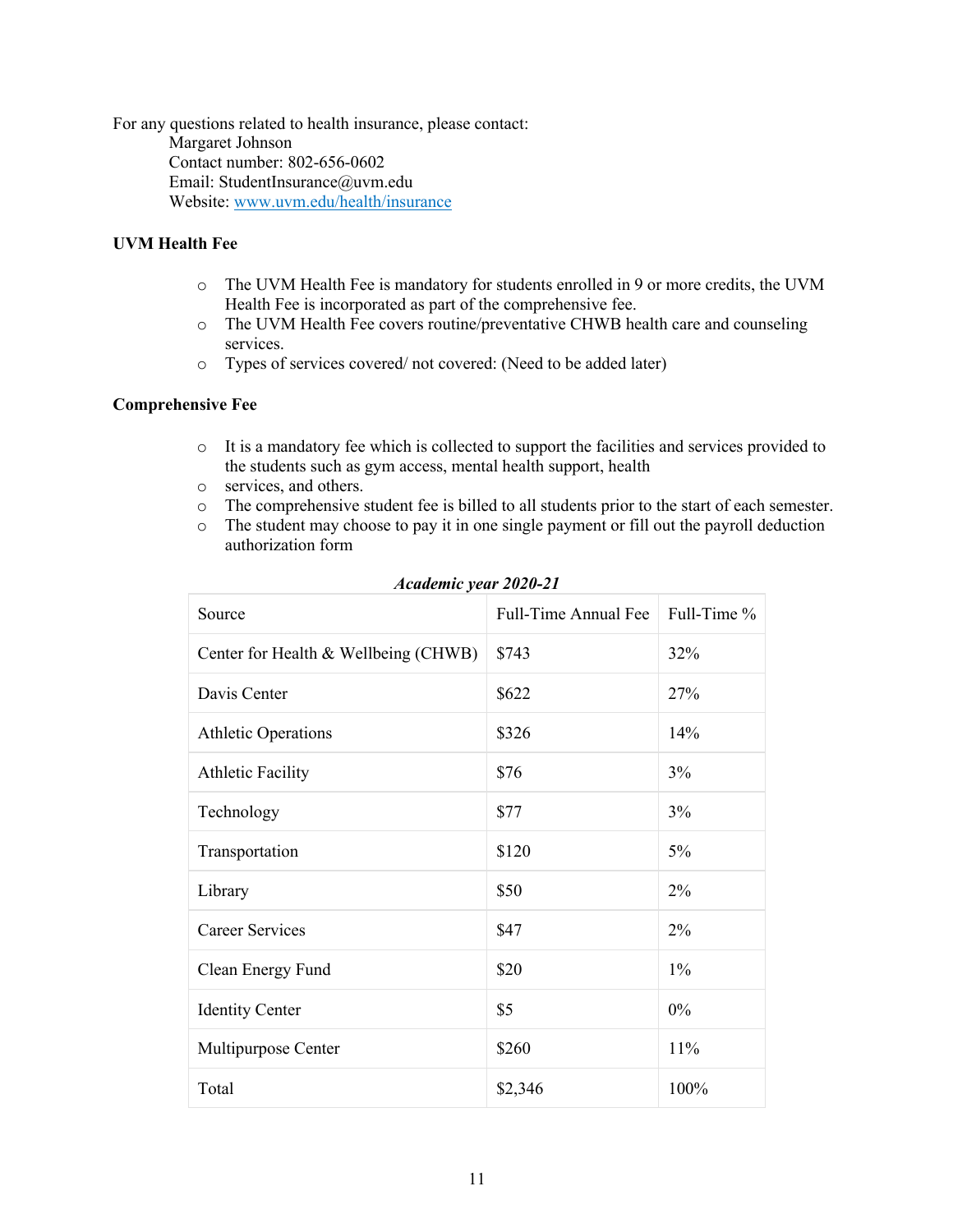For any questions related to health insurance, please contact:
Margaret Johnson
Contact number: 802-656-0602
Email: StudentInsurance@uvm.edu
Website: [www.uvm.edu/health/insurance](http://www.uvm.edu/health/insurance)

**UVM Health Fee**

- The UVM Health Fee is mandatory for students enrolled in 9 or more credits, the UVM Health Fee is incorporated as part of the comprehensive fee.
- The UVM Health Fee covers routine/preventative CHWB health care and counseling services.
- Types of services covered/ not covered: (Need to be added later)

**Comprehensive Fee**

- It is a mandatory fee which is collected to support the facilities and services provided to the students such as gym access, mental health support, health
- services, and others.
- The comprehensive student fee is billed to all students prior to the start of each semester.
- The student may choose to pay it in one single payment or fill out the payroll deduction authorization form

***Academic year 2020-21***

| Source | Full-Time Annual Fee | Full-Time % |
|---|---|---|
| Center for Health & Wellbeing (CHWB) | $743 | 32% |
| Davis Center | $622 | 27% |
| Athletic Operations | $326 | 14% |
| Athletic Facility | $76 | 3% |
| Technology | $77 | 3% |
| Transportation | $120 | 5% |
| Library | $50 | 2% |
| Career Services | $47 | 2% |
| Clean Energy Fund | $20 | 1% |
| Identity Center | $5 | 0% |
| Multipurpose Center | $260 | 11% |
| Total | $2,346 | 100% |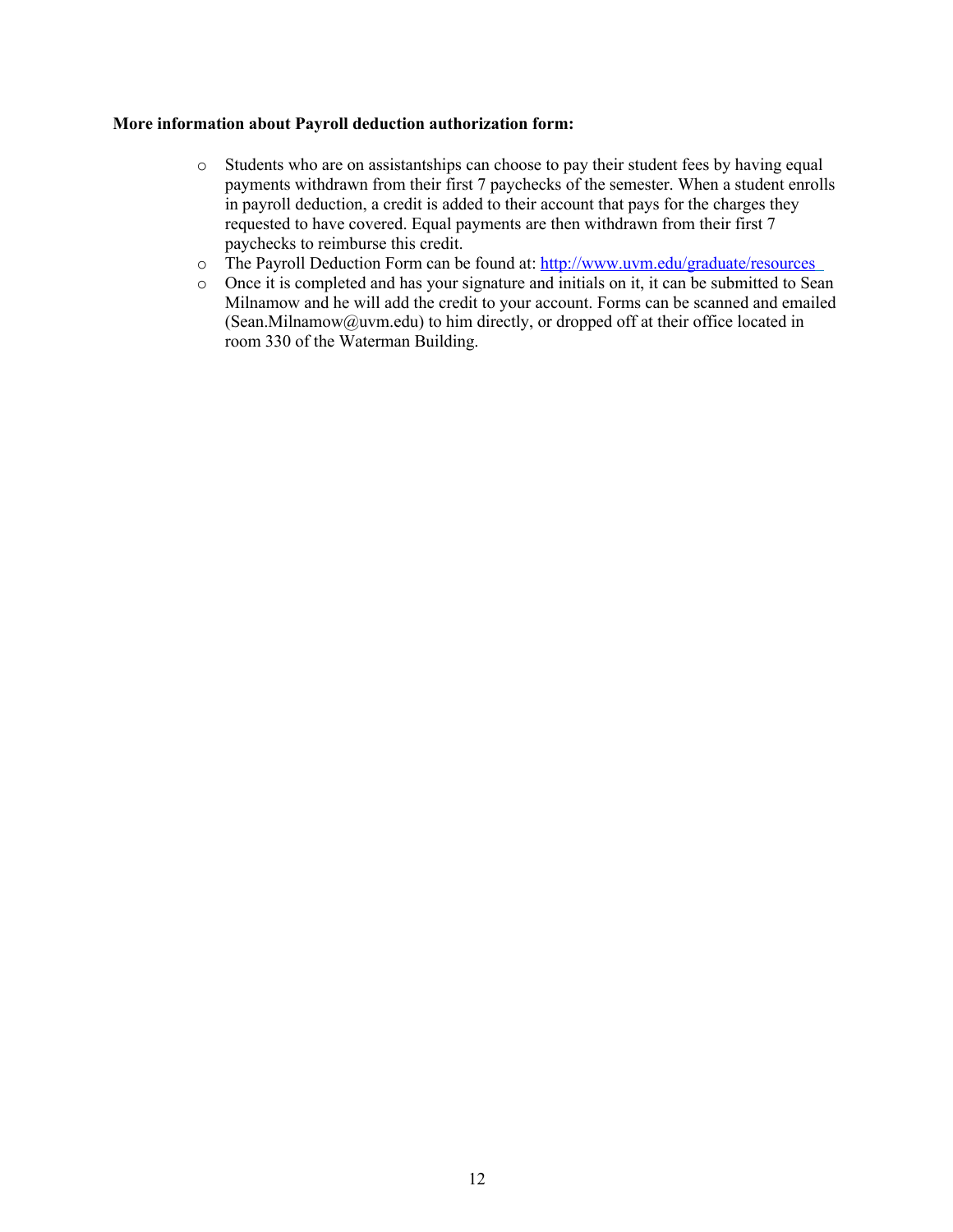**More information about Payroll deduction authorization form:**

- Students who are on assistantships can choose to pay their student fees by having equal payments withdrawn from their first 7 paychecks of the semester. When a student enrolls in payroll deduction, a credit is added to their account that pays for the charges they requested to have covered. Equal payments are then withdrawn from their first 7 paychecks to reimburse this credit.
- The Payroll Deduction Form can be found at: [http://www.uvm.edu/graduate/resources](http://www.uvm.edu/graduate/resources)
- Once it is completed and has your signature and initials on it, it can be submitted to Sean Milnamow and he will add the credit to your account. Forms can be scanned and emailed (Sean.Milnamow@uvm.edu) to him directly, or dropped off at their office located in room 330 of the Waterman Building.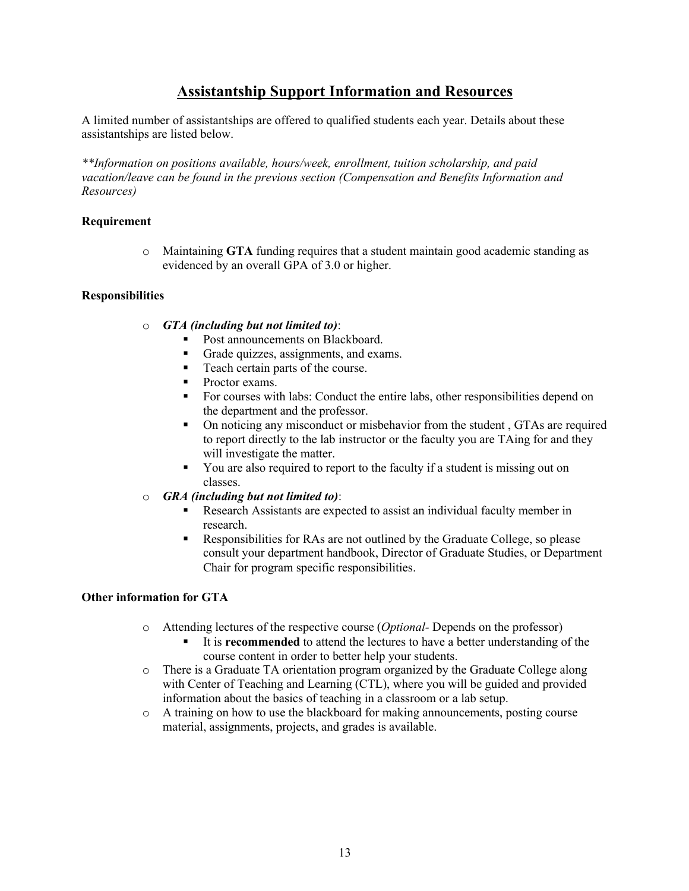## Assistantship Support Information and Resources

A limited number of assistantships are offered to qualified students each year. Details about these assistantships are listed below.

*\*\*Information on positions available, hours/week, enrollment, tuition scholarship, and paid vacation/leave can be found in the previous section (Compensation and Benefits Information and Resources)*

**Requirement**

- Maintaining **GTA** funding requires that a student maintain good academic standing as evidenced by an overall GPA of 3.0 or higher.

**Responsibilities**

- ***GTA (including but not limited to)***:
  - Post announcements on Blackboard.
  - Grade quizzes, assignments, and exams.
  - Teach certain parts of the course.
  - Proctor exams.
  - For courses with labs: Conduct the entire labs, other responsibilities depend on the department and the professor.
  - On noticing any misconduct or misbehavior from the student , GTAs are required to report directly to the lab instructor or the faculty you are TAing for and they will investigate the matter.
  - You are also required to report to the faculty if a student is missing out on classes.
- ***GRA (including but not limited to)***:
  - Research Assistants are expected to assist an individual faculty member in research.
  - Responsibilities for RAs are not outlined by the Graduate College, so please consult your department handbook, Director of Graduate Studies, or Department Chair for program specific responsibilities.

**Other information for GTA**

- Attending lectures of the respective course (*Optional*- Depends on the professor)
  - It is **recommended** to attend the lectures to have a better understanding of the course content in order to better help your students.
- There is a Graduate TA orientation program organized by the Graduate College along with Center of Teaching and Learning (CTL), where you will be guided and provided information about the basics of teaching in a classroom or a lab setup.
- A training on how to use the blackboard for making announcements, posting course material, assignments, projects, and grades is available.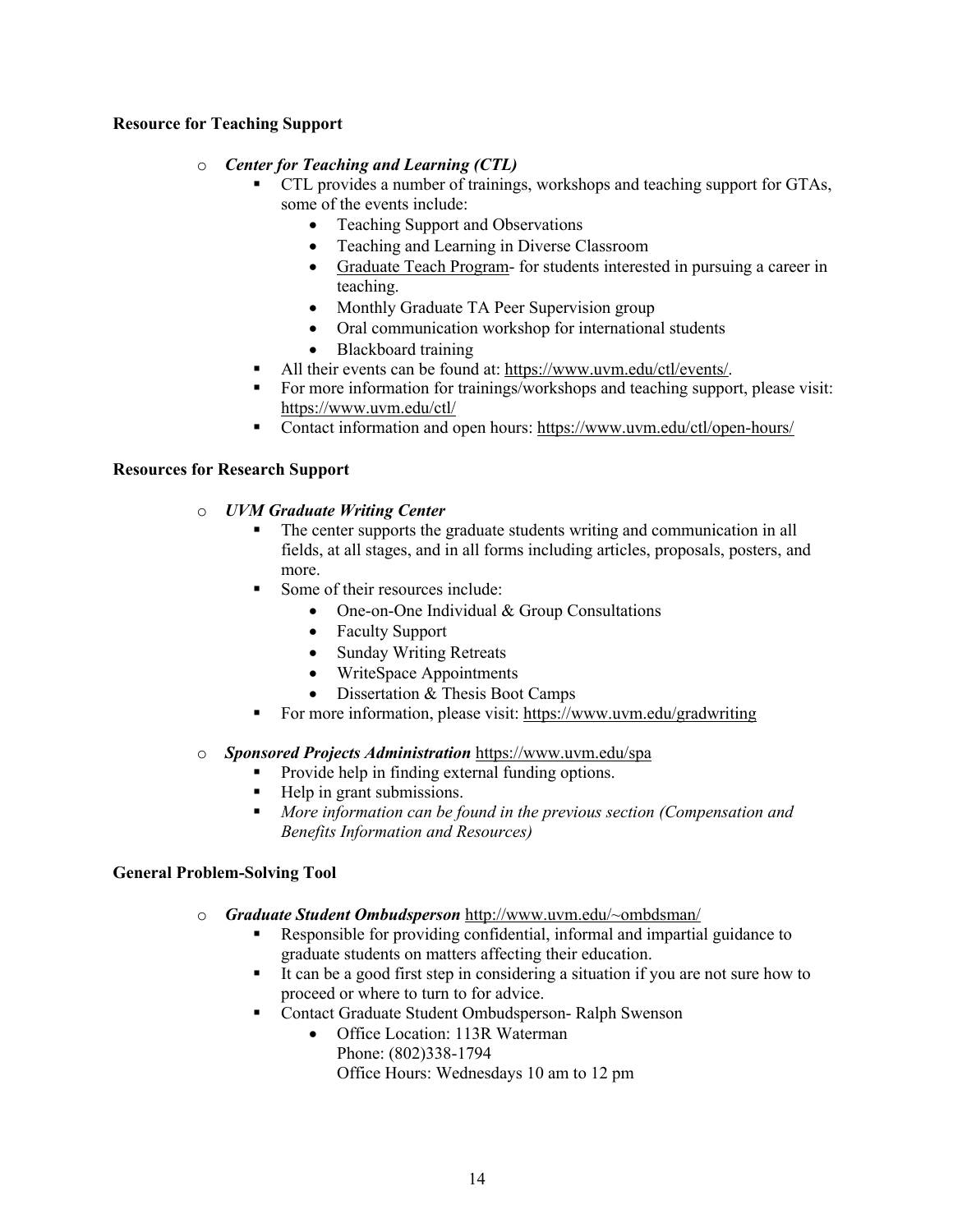**Resource for Teaching Support**

- ***Center for Teaching and Learning (CTL)***
  - CTL provides a number of trainings, workshops and teaching support for GTAs, some of the events include:
    - Teaching Support and Observations
    - Teaching and Learning in Diverse Classroom
    - Graduate Teach Program- for students interested in pursuing a career in teaching.
    - Monthly Graduate TA Peer Supervision group
    - Oral communication workshop for international students
    - Blackboard training
  - All their events can be found at: https://www.uvm.edu/ctl/events/.
  - For more information for trainings/workshops and teaching support, please visit: https://www.uvm.edu/ctl/
  - Contact information and open hours: https://www.uvm.edu/ctl/open-hours/

**Resources for Research Support**

- ***UVM Graduate Writing Center***
  - The center supports the graduate students writing and communication in all fields, at all stages, and in all forms including articles, proposals, posters, and more.
  - Some of their resources include:
    - One-on-One Individual & Group Consultations
    - Faculty Support
    - Sunday Writing Retreats
    - WriteSpace Appointments
    - Dissertation & Thesis Boot Camps
  - For more information, please visit: https://www.uvm.edu/gradwriting

- ***Sponsored Projects Administration*** https://www.uvm.edu/spa
  - Provide help in finding external funding options.
  - Help in grant submissions.
  - *More information can be found in the previous section (Compensation and Benefits Information and Resources)*

**General Problem-Solving Tool**

- ***Graduate Student Ombudsperson*** http://www.uvm.edu/~ombdsman/
  - Responsible for providing confidential, informal and impartial guidance to graduate students on matters affecting their education.
  - It can be a good first step in considering a situation if you are not sure how to proceed or where to turn to for advice.
  - Contact Graduate Student Ombudsperson- Ralph Swenson
    - Office Location: 113R Waterman
      Phone: (802)338-1794
      Office Hours: Wednesdays 10 am to 12 pm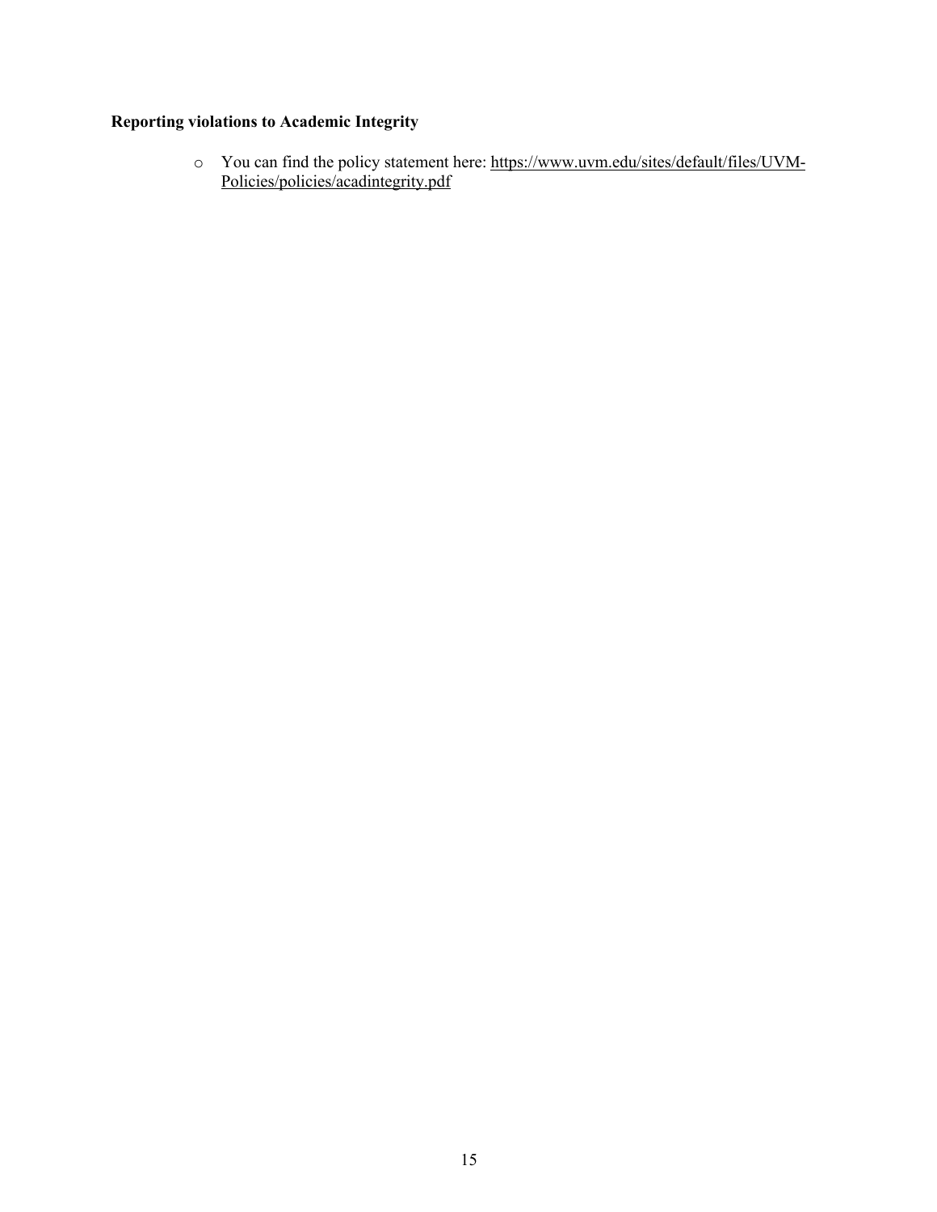**Reporting violations to Academic Integrity**

- You can find the policy statement here: https://www.uvm.edu/sites/default/files/UVM-Policies/policies/acadintegrity.pdf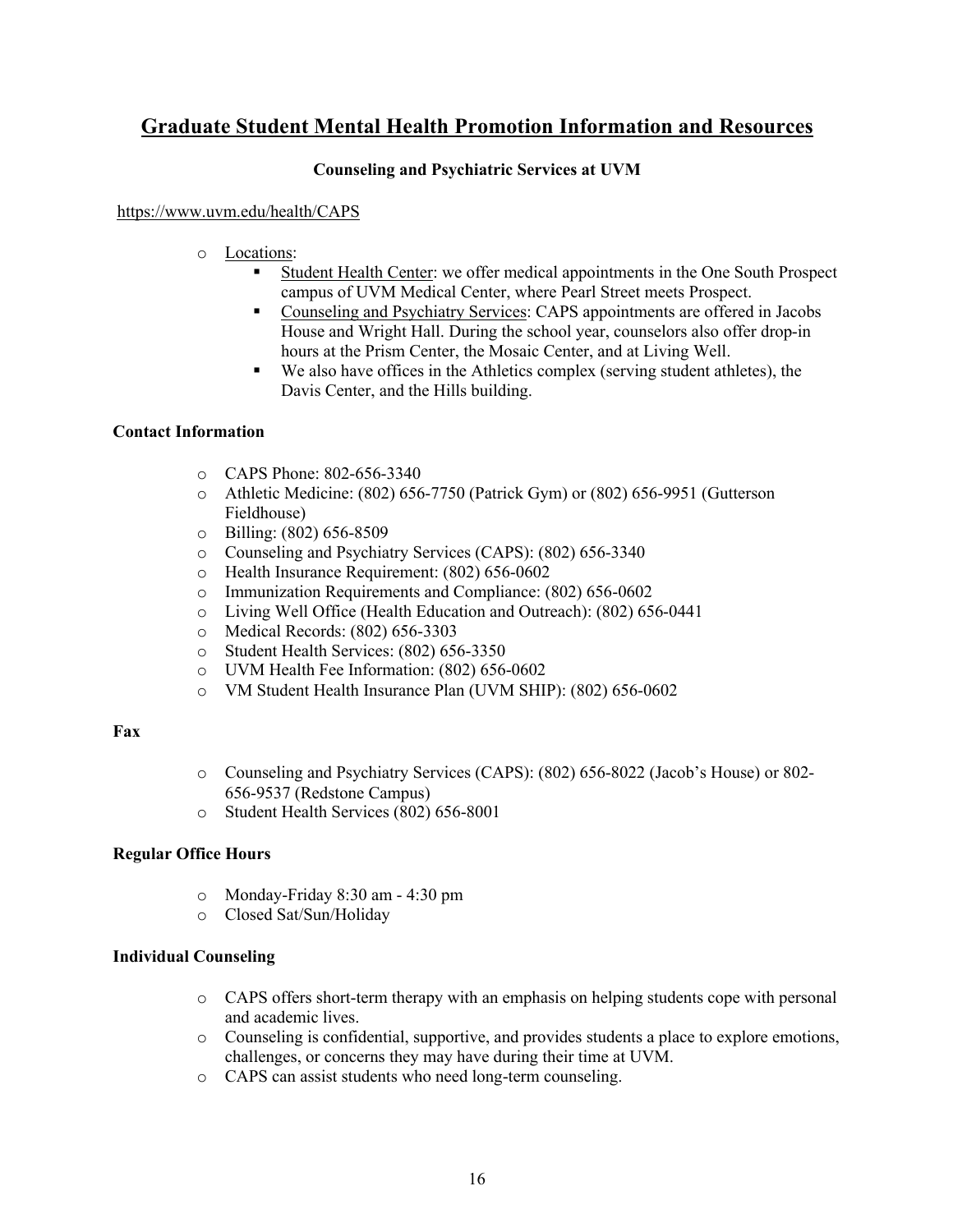## Graduate Student Mental Health Promotion Information and Resources

**Counseling and Psychiatric Services at UVM**

https://www.uvm.edu/health/CAPS

- Locations:
  - Student Health Center: we offer medical appointments in the One South Prospect campus of UVM Medical Center, where Pearl Street meets Prospect.
  - Counseling and Psychiatry Services: CAPS appointments are offered in Jacobs House and Wright Hall. During the school year, counselors also offer drop-in hours at the Prism Center, the Mosaic Center, and at Living Well.
  - We also have offices in the Athletics complex (serving student athletes), the Davis Center, and the Hills building.

**Contact Information**

- CAPS Phone: 802-656-3340
- Athletic Medicine: (802) 656-7750 (Patrick Gym) or (802) 656-9951 (Gutterson Fieldhouse)
- Billing: (802) 656-8509
- Counseling and Psychiatry Services (CAPS): (802) 656-3340
- Health Insurance Requirement: (802) 656-0602
- Immunization Requirements and Compliance: (802) 656-0602
- Living Well Office (Health Education and Outreach): (802) 656-0441
- Medical Records: (802) 656-3303
- Student Health Services: (802) 656-3350
- UVM Health Fee Information: (802) 656-0602
- VM Student Health Insurance Plan (UVM SHIP): (802) 656-0602

**Fax**

- Counseling and Psychiatry Services (CAPS): (802) 656-8022 (Jacob's House) or 802-656-9537 (Redstone Campus)
- Student Health Services (802) 656-8001

**Regular Office Hours**

- Monday-Friday 8:30 am - 4:30 pm
- Closed Sat/Sun/Holiday

**Individual Counseling**

- CAPS offers short-term therapy with an emphasis on helping students cope with personal and academic lives.
- Counseling is confidential, supportive, and provides students a place to explore emotions, challenges, or concerns they may have during their time at UVM.
- CAPS can assist students who need long-term counseling.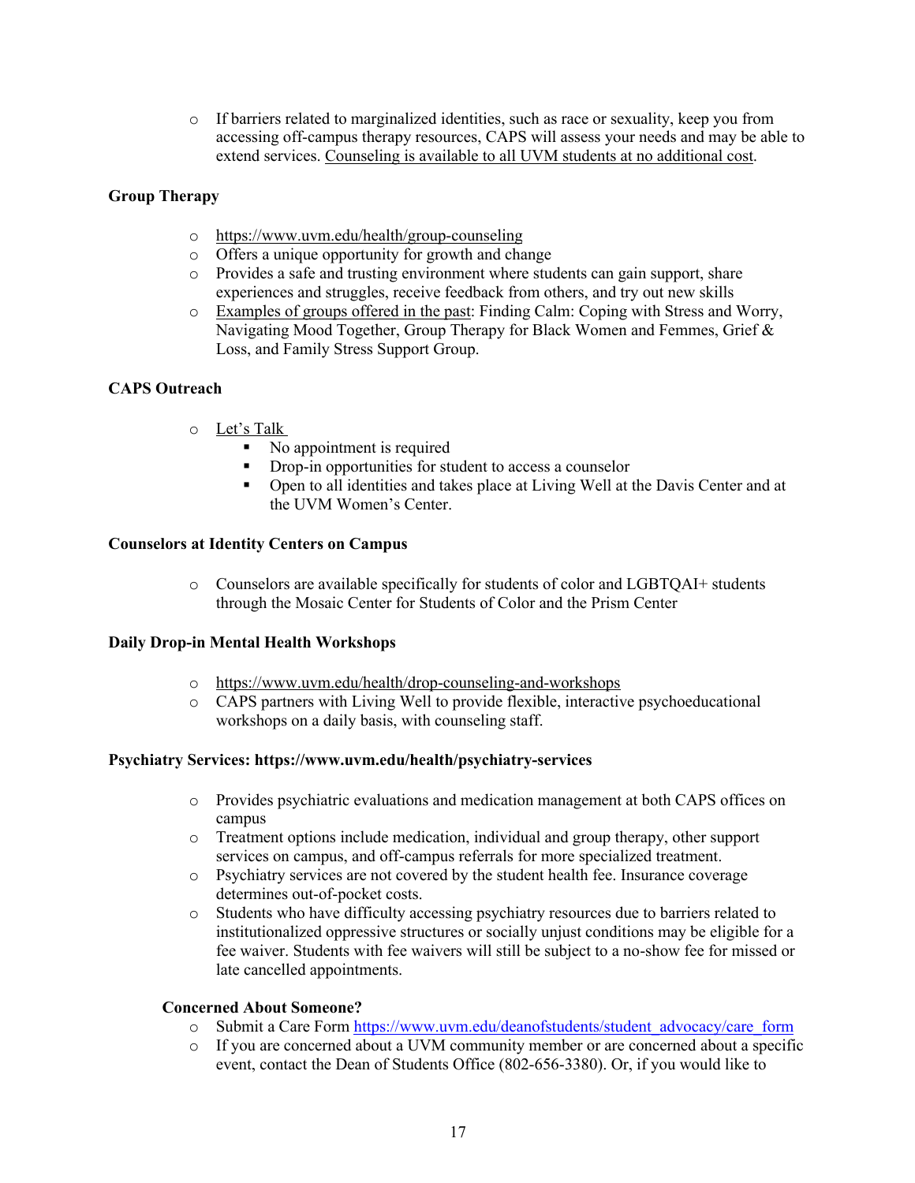- If barriers related to marginalized identities, such as race or sexuality, keep you from accessing off-campus therapy resources, CAPS will assess your needs and may be able to extend services. Counseling is available to all UVM students at no additional cost.

**Group Therapy**

- https://www.uvm.edu/health/group-counseling
- Offers a unique opportunity for growth and change
- Provides a safe and trusting environment where students can gain support, share experiences and struggles, receive feedback from others, and try out new skills
- Examples of groups offered in the past: Finding Calm: Coping with Stress and Worry, Navigating Mood Together, Group Therapy for Black Women and Femmes, Grief & Loss, and Family Stress Support Group.

**CAPS Outreach**

- Let's Talk
  - No appointment is required
  - Drop-in opportunities for student to access a counselor
  - Open to all identities and takes place at Living Well at the Davis Center and at the UVM Women's Center.

**Counselors at Identity Centers on Campus**

- Counselors are available specifically for students of color and LGBTQAI+ students through the Mosaic Center for Students of Color and the Prism Center

**Daily Drop-in Mental Health Workshops**

- https://www.uvm.edu/health/drop-counseling-and-workshops
- CAPS partners with Living Well to provide flexible, interactive psychoeducational workshops on a daily basis, with counseling staff.

**Psychiatry Services: https://www.uvm.edu/health/psychiatry-services**

- Provides psychiatric evaluations and medication management at both CAPS offices on campus
- Treatment options include medication, individual and group therapy, other support services on campus, and off-campus referrals for more specialized treatment.
- Psychiatry services are not covered by the student health fee. Insurance coverage determines out-of-pocket costs.
- Students who have difficulty accessing psychiatry resources due to barriers related to institutionalized oppressive structures or socially unjust conditions may be eligible for a fee waiver. Students with fee waivers will still be subject to a no-show fee for missed or late cancelled appointments.

**Concerned About Someone?**

- Submit a Care Form https://www.uvm.edu/deanofstudents/student_advocacy/care_form
- If you are concerned about a UVM community member or are concerned about a specific event, contact the Dean of Students Office (802-656-3380). Or, if you would like to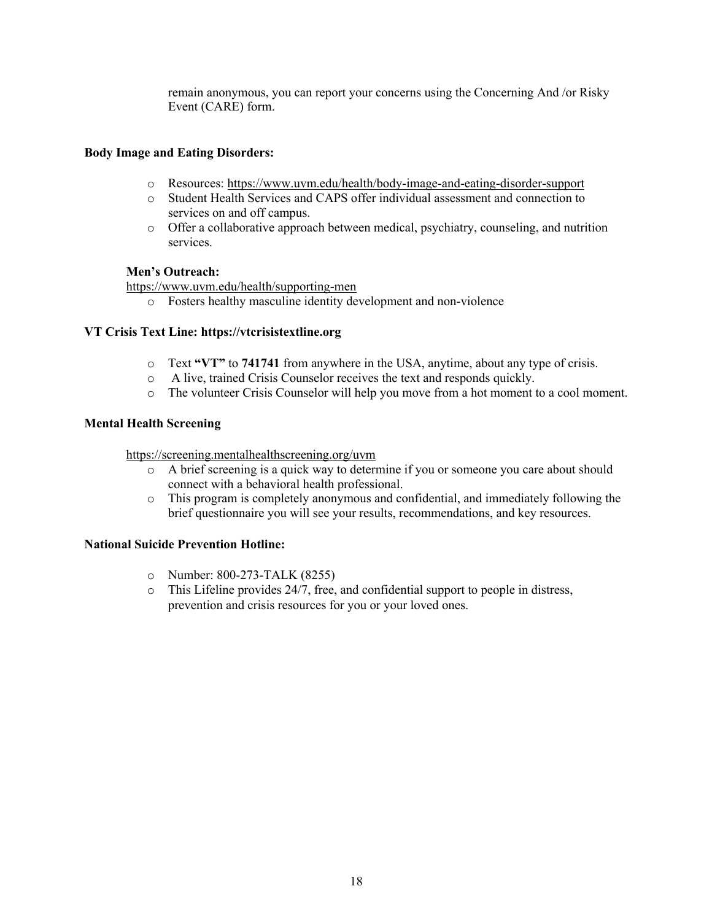remain anonymous, you can report your concerns using the Concerning And /or Risky Event (CARE) form.

**Body Image and Eating Disorders:**

- Resources: https://www.uvm.edu/health/body-image-and-eating-disorder-support
- Student Health Services and CAPS offer individual assessment and connection to services on and off campus.
- Offer a collaborative approach between medical, psychiatry, counseling, and nutrition services.

**Men's Outreach:**

https://www.uvm.edu/health/supporting-men

- Fosters healthy masculine identity development and non-violence

**VT Crisis Text Line: https://vtcrisistextline.org**

- Text **"VT"** to **741741** from anywhere in the USA, anytime, about any type of crisis.
- A live, trained Crisis Counselor receives the text and responds quickly.
- The volunteer Crisis Counselor will help you move from a hot moment to a cool moment.

**Mental Health Screening**

https://screening.mentalhealthscreening.org/uvm

- A brief screening is a quick way to determine if you or someone you care about should connect with a behavioral health professional.
- This program is completely anonymous and confidential, and immediately following the brief questionnaire you will see your results, recommendations, and key resources.

**National Suicide Prevention Hotline:**

- Number: 800-273-TALK (8255)
- This Lifeline provides 24/7, free, and confidential support to people in distress, prevention and crisis resources for you or your loved ones.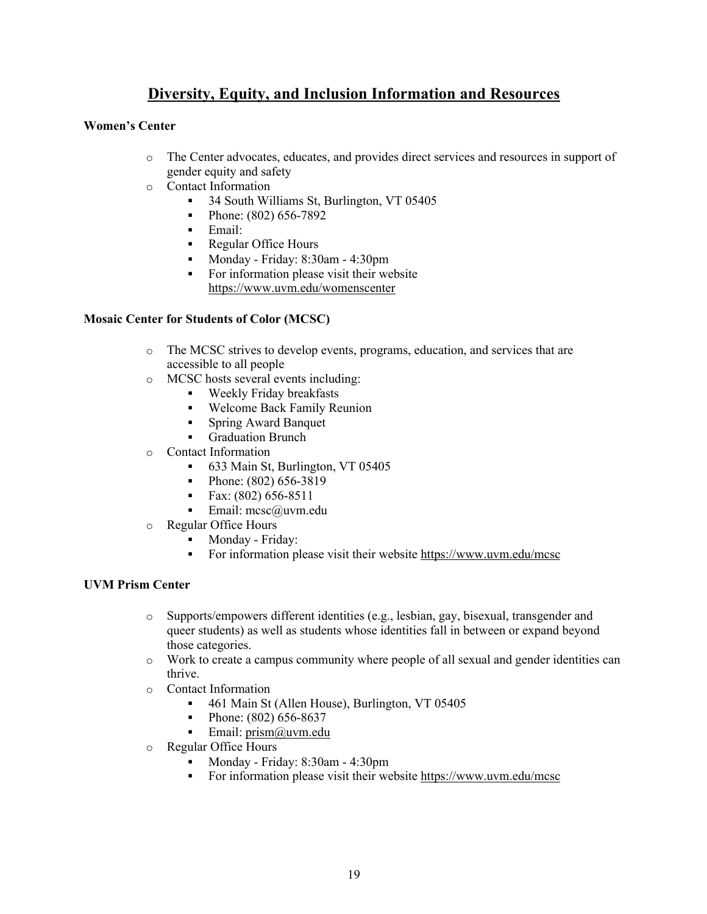# Diversity, Equity, and Inclusion Information and Resources

**Women's Center**

- The Center advocates, educates, and provides direct services and resources in support of gender equity and safety
- Contact Information
  - 34 South Williams St, Burlington, VT 05405
  - Phone: (802) 656-7892
  - Email:
  - Regular Office Hours
  - Monday - Friday: 8:30am - 4:30pm
  - For information please visit their website https://www.uvm.edu/womenscenter

**Mosaic Center for Students of Color (MCSC)**

- The MCSC strives to develop events, programs, education, and services that are accessible to all people
- MCSC hosts several events including:
  - Weekly Friday breakfasts
  - Welcome Back Family Reunion
  - Spring Award Banquet
  - Graduation Brunch
- Contact Information
  - 633 Main St, Burlington, VT 05405
  - Phone: (802) 656-3819
  - Fax: (802) 656-8511
  - Email: mcsc@uvm.edu
- Regular Office Hours
  - Monday - Friday:
  - For information please visit their website https://www.uvm.edu/mcsc

**UVM Prism Center**

- Supports/empowers different identities (e.g., lesbian, gay, bisexual, transgender and queer students) as well as students whose identities fall in between or expand beyond those categories.
- Work to create a campus community where people of all sexual and gender identities can thrive.
- Contact Information
  - 461 Main St (Allen House), Burlington, VT 05405
  - Phone: (802) 656-8637
  - Email: prism@uvm.edu
- Regular Office Hours
  - Monday - Friday: 8:30am - 4:30pm
  - For information please visit their website https://www.uvm.edu/mcsc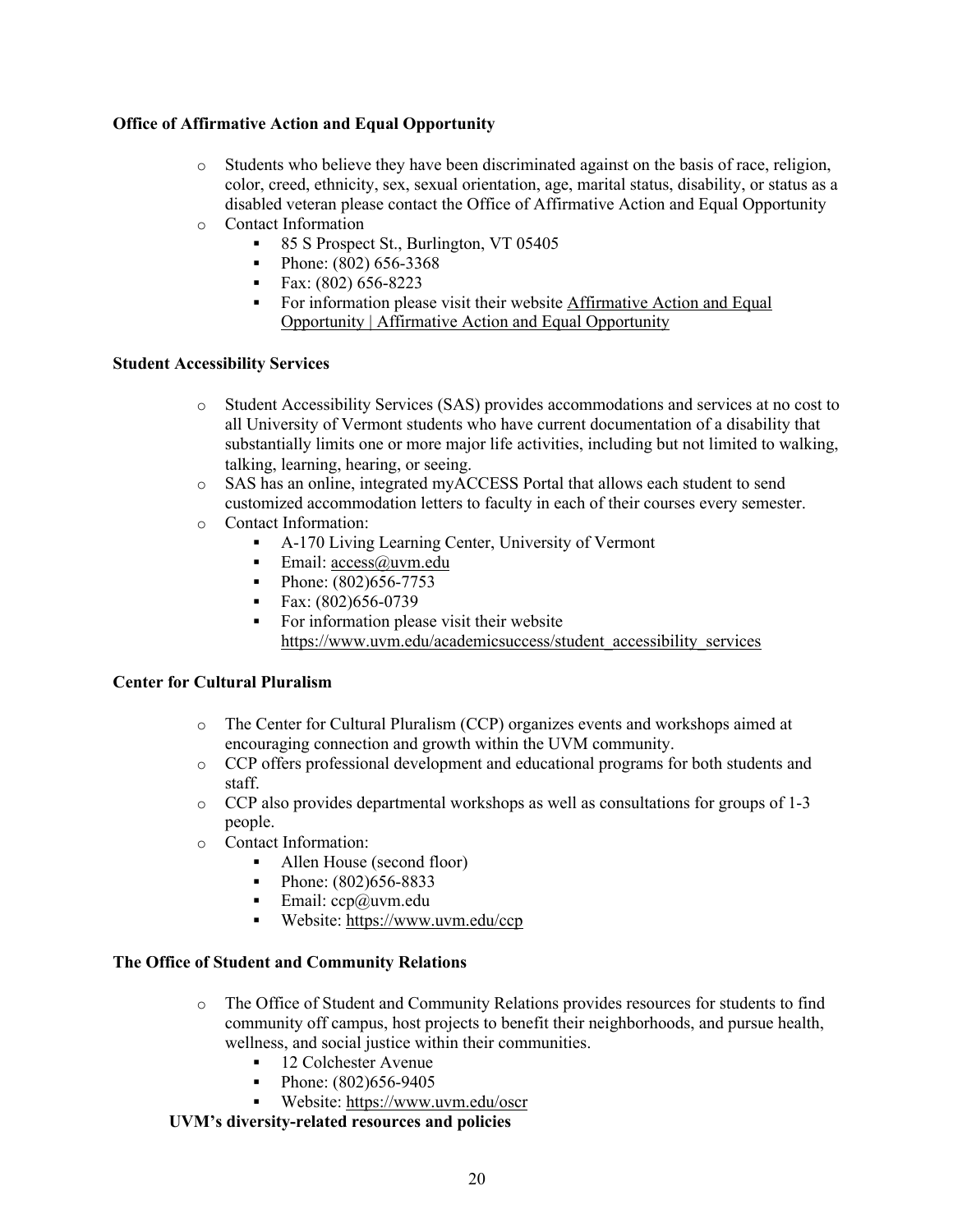**Office of Affirmative Action and Equal Opportunity**

- Students who believe they have been discriminated against on the basis of race, religion, color, creed, ethnicity, sex, sexual orientation, age, marital status, disability, or status as a disabled veteran please contact the Office of Affirmative Action and Equal Opportunity
- Contact Information
  - 85 S Prospect St., Burlington, VT 05405
  - Phone: (802) 656-3368
  - Fax: (802) 656-8223
  - For information please visit their website Affirmative Action and Equal Opportunity | Affirmative Action and Equal Opportunity

**Student Accessibility Services**

- Student Accessibility Services (SAS) provides accommodations and services at no cost to all University of Vermont students who have current documentation of a disability that substantially limits one or more major life activities, including but not limited to walking, talking, learning, hearing, or seeing.
- SAS has an online, integrated myACCESS Portal that allows each student to send customized accommodation letters to faculty in each of their courses every semester.
- Contact Information:
  - A-170 Living Learning Center, University of Vermont
  - Email: access@uvm.edu
  - Phone: (802)656-7753
  - Fax: (802)656-0739
  - For information please visit their website https://www.uvm.edu/academicsuccess/student_accessibility_services

**Center for Cultural Pluralism**

- The Center for Cultural Pluralism (CCP) organizes events and workshops aimed at encouraging connection and growth within the UVM community.
- CCP offers professional development and educational programs for both students and staff.
- CCP also provides departmental workshops as well as consultations for groups of 1-3 people.
- Contact Information:
  - Allen House (second floor)
  - Phone: (802)656-8833
  - Email: ccp@uvm.edu
  - Website: https://www.uvm.edu/ccp

**The Office of Student and Community Relations**

- The Office of Student and Community Relations provides resources for students to find community off campus, host projects to benefit their neighborhoods, and pursue health, wellness, and social justice within their communities.
  - 12 Colchester Avenue
  - Phone: (802)656-9405
  - Website: https://www.uvm.edu/oscr

**UVM's diversity-related resources and policies**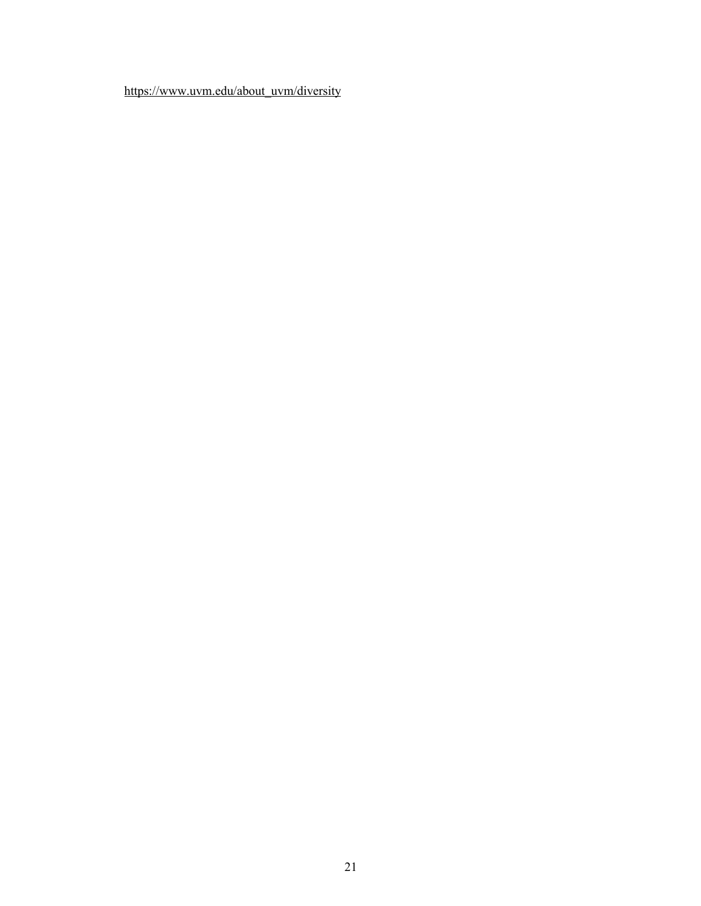https://www.uvm.edu/about_uvm/diversity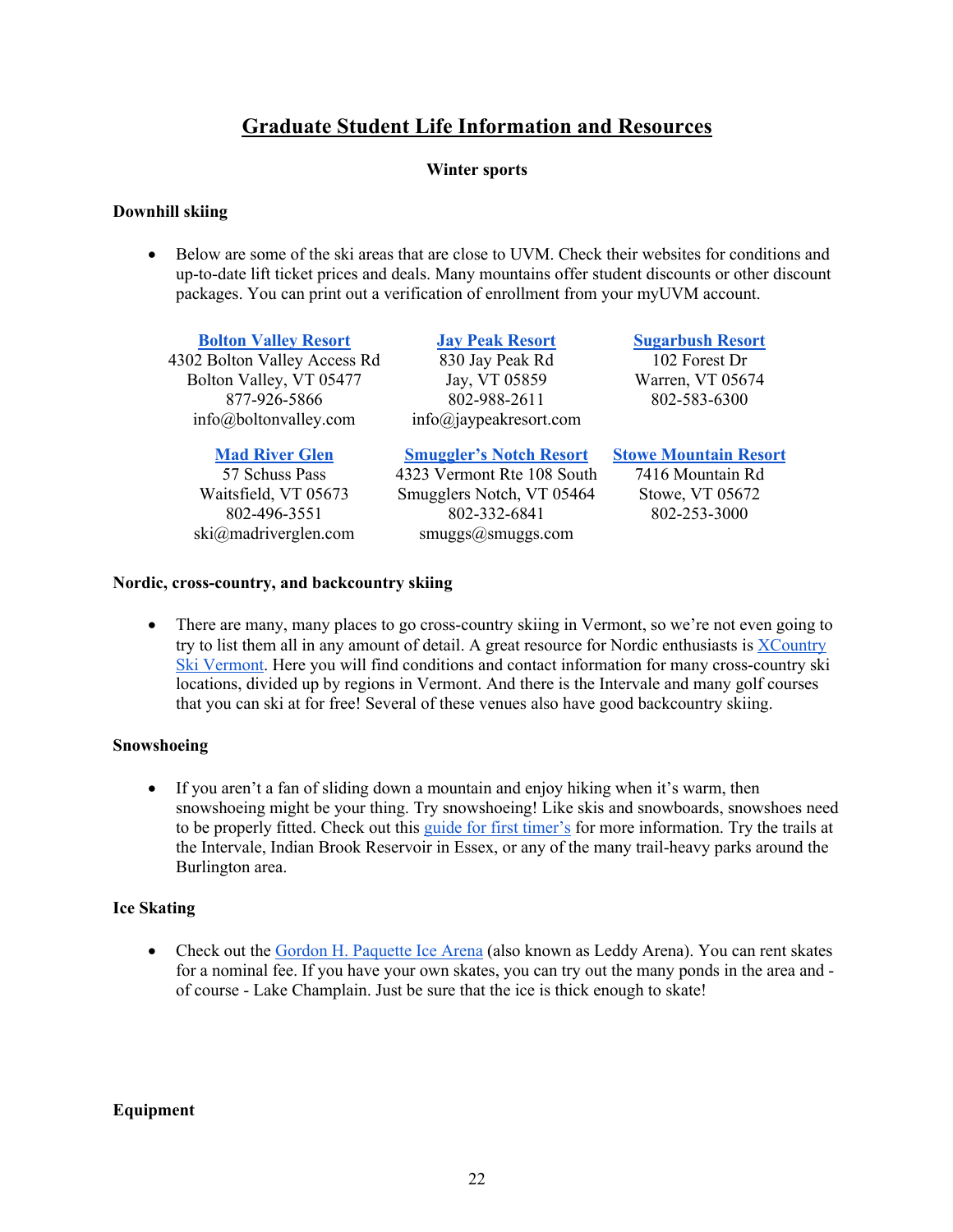# Graduate Student Life Information and Resources

## Winter sports

### Downhill skiing

- Below are some of the ski areas that are close to UVM. Check their websites for conditions and up-to-date lift ticket prices and deals. Many mountains offer student discounts or other discount packages. You can print out a verification of enrollment from your myUVM account.

**Bolton Valley Resort**
4302 Bolton Valley Access Rd
Bolton Valley, VT 05477
877-926-5866
info@boltonvalley.com

**Jay Peak Resort**
830 Jay Peak Rd
Jay, VT 05859
802-988-2611
info@jaypeakresort.com

**Sugarbush Resort**
102 Forest Dr
Warren, VT 05674
802-583-6300

**Mad River Glen**
57 Schuss Pass
Waitsfield, VT 05673
802-496-3551
ski@madriverglen.com

**Smuggler's Notch Resort**
4323 Vermont Rte 108 South
Smugglers Notch, VT 05464
802-332-6841
smuggs@smuggs.com

**Stowe Mountain Resort**
7416 Mountain Rd
Stowe, VT 05672
802-253-3000

### Nordic, cross-country, and backcountry skiing

- There are many, many places to go cross-country skiing in Vermont, so we're not even going to try to list them all in any amount of detail. A great resource for Nordic enthusiasts is XCountry Ski Vermont. Here you will find conditions and contact information for many cross-country ski locations, divided up by regions in Vermont. And there is the Intervale and many golf courses that you can ski at for free! Several of these venues also have good backcountry skiing.

### Snowshoeing

- If you aren't a fan of sliding down a mountain and enjoy hiking when it's warm, then snowshoeing might be your thing. Try snowshoeing! Like skis and snowboards, snowshoes need to be properly fitted. Check out this guide for first timer's for more information. Try the trails at the Intervale, Indian Brook Reservoir in Essex, or any of the many trail-heavy parks around the Burlington area.

### Ice Skating

- Check out the Gordon H. Paquette Ice Arena (also known as Leddy Arena). You can rent skates for a nominal fee. If you have your own skates, you can try out the many ponds in the area and - of course - Lake Champlain. Just be sure that the ice is thick enough to skate!

### Equipment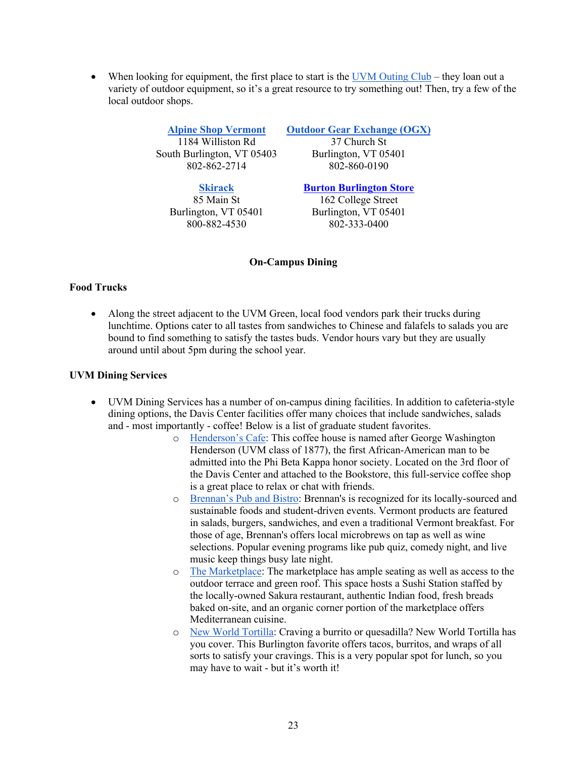- When looking for equipment, the first place to start is the UVM Outing Club – they loan out a variety of outdoor equipment, so it's a great resource to try something out! Then, try a few of the local outdoor shops.

**Alpine Shop Vermont**
1184 Williston Rd
South Burlington, VT 05403
802-862-2714

**Outdoor Gear Exchange (OGX)**
37 Church St
Burlington, VT 05401
802-860-0190

**Skirack**
85 Main St
Burlington, VT 05401
800-882-4530

**Burton Burlington Store**
162 College Street
Burlington, VT 05401
802-333-0400

## On-Campus Dining

### Food Trucks

- Along the street adjacent to the UVM Green, local food vendors park their trucks during lunchtime. Options cater to all tastes from sandwiches to Chinese and falafels to salads you are bound to find something to satisfy the tastes buds. Vendor hours vary but they are usually around until about 5pm during the school year.

### UVM Dining Services

- UVM Dining Services has a number of on-campus dining facilities. In addition to cafeteria-style dining options, the Davis Center facilities offer many choices that include sandwiches, salads and - most importantly - coffee! Below is a list of graduate student favorites.
  - Henderson's Cafe: This coffee house is named after George Washington Henderson (UVM class of 1877), the first African-American man to be admitted into the Phi Beta Kappa honor society. Located on the 3rd floor of the Davis Center and attached to the Bookstore, this full-service coffee shop is a great place to relax or chat with friends.
  - Brennan's Pub and Bistro: Brennan's is recognized for its locally-sourced and sustainable foods and student-driven events. Vermont products are featured in salads, burgers, sandwiches, and even a traditional Vermont breakfast. For those of age, Brennan's offers local microbrews on tap as well as wine selections. Popular evening programs like pub quiz, comedy night, and live music keep things busy late night.
  - The Marketplace: The marketplace has ample seating as well as access to the outdoor terrace and green roof. This space hosts a Sushi Station staffed by the locally-owned Sakura restaurant, authentic Indian food, fresh breads baked on-site, and an organic corner portion of the marketplace offers Mediterranean cuisine.
  - New World Tortilla: Craving a burrito or quesadilla? New World Tortilla has you cover. This Burlington favorite offers tacos, burritos, and wraps of all sorts to satisfy your cravings. This is a very popular spot for lunch, so you may have to wait - but it's worth it!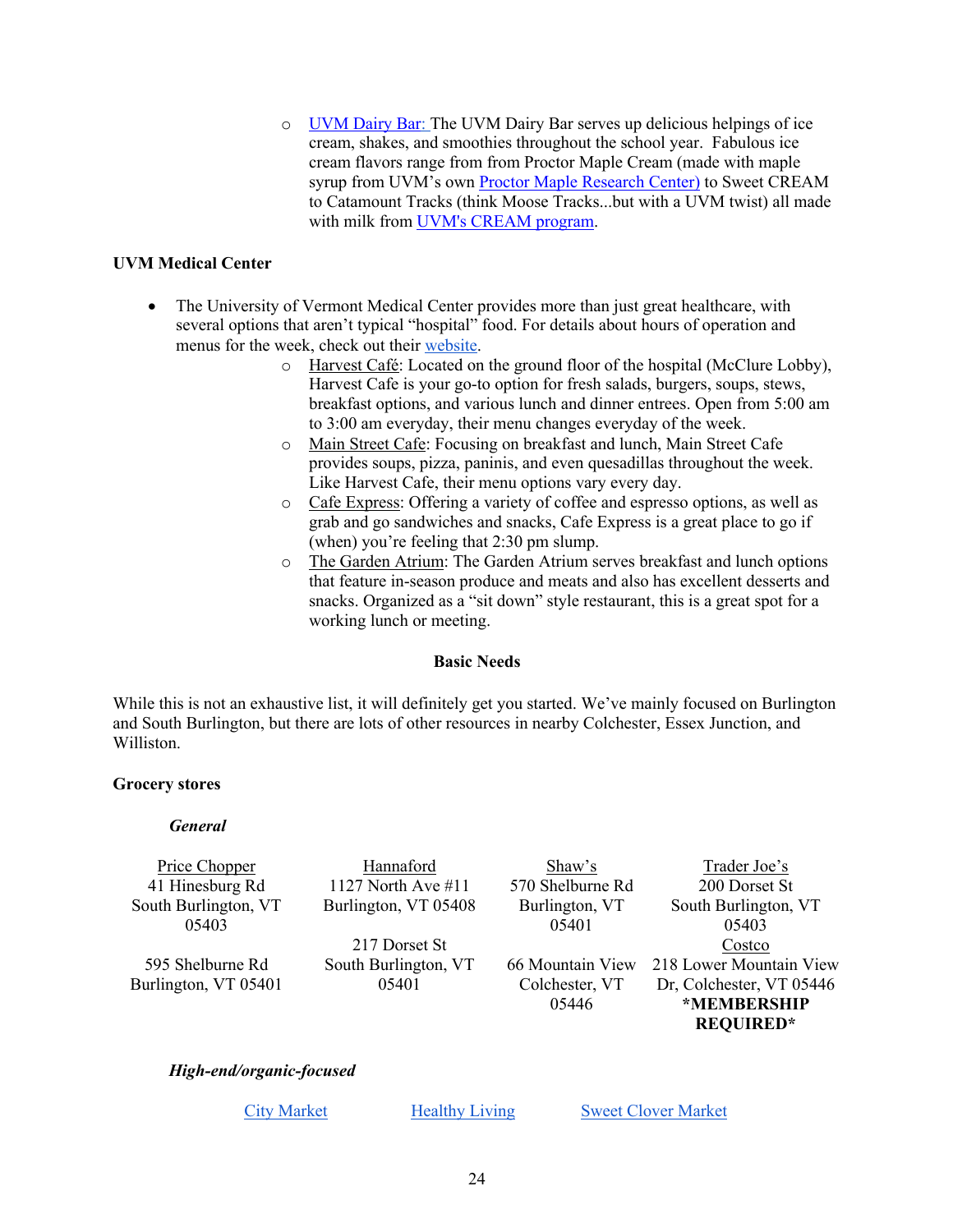- [UVM Dairy Bar:](#) The UVM Dairy Bar serves up delicious helpings of ice cream, shakes, and smoothies throughout the school year. Fabulous ice cream flavors range from from Proctor Maple Cream (made with maple syrup from UVM's own Proctor Maple Research Center) to Sweet CREAM to Catamount Tracks (think Moose Tracks...but with a UVM twist) all made with milk from UVM's CREAM program.

**UVM Medical Center**

- The University of Vermont Medical Center provides more than just great healthcare, with several options that aren't typical "hospital" food. For details about hours of operation and menus for the week, check out their website.
  - Harvest Café: Located on the ground floor of the hospital (McClure Lobby), Harvest Cafe is your go-to option for fresh salads, burgers, soups, stews, breakfast options, and various lunch and dinner entrees. Open from 5:00 am to 3:00 am everyday, their menu changes everyday of the week.
  - Main Street Cafe: Focusing on breakfast and lunch, Main Street Cafe provides soups, pizza, paninis, and even quesadillas throughout the week. Like Harvest Cafe, their menu options vary every day.
  - Cafe Express: Offering a variety of coffee and espresso options, as well as grab and go sandwiches and snacks, Cafe Express is a great place to go if (when) you're feeling that 2:30 pm slump.
  - The Garden Atrium: The Garden Atrium serves breakfast and lunch options that feature in-season produce and meats and also has excellent desserts and snacks. Organized as a "sit down" style restaurant, this is a great spot for a working lunch or meeting.

## Basic Needs

While this is not an exhaustive list, it will definitely get you started. We've mainly focused on Burlington and South Burlington, but there are lots of other resources in nearby Colchester, Essex Junction, and Williston.

**Grocery stores**

***General***

| Price Chopper | Hannaford | Shaw's | Trader Joe's |
|---|---|---|---|
| 41 Hinesburg Rd, South Burlington, VT 05403 | 1127 North Ave #11, Burlington, VT 05408 | 570 Shelburne Rd, Burlington, VT 05401 | 200 Dorset St, South Burlington, VT 05403 |
| 595 Shelburne Rd, Burlington, VT 05401 | 217 Dorset St, South Burlington, VT 05401 | 66 Mountain View, Colchester, VT 05446 | Costco<br>218 Lower Mountain View Dr, Colchester, VT 05446<br>**\*MEMBERSHIP REQUIRED\*** |

***High-end/organic-focused***

City Market    Healthy Living    Sweet Clover Market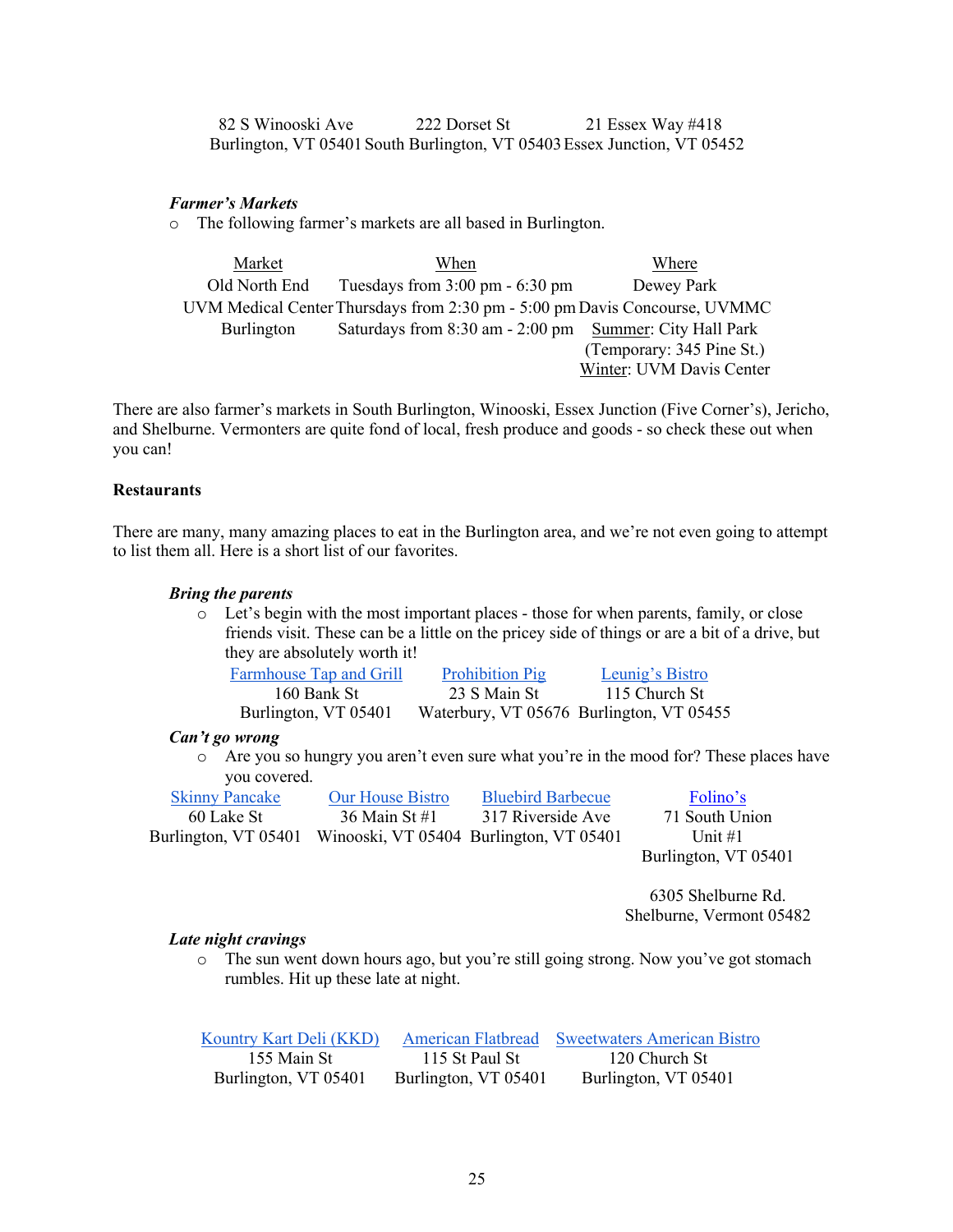| 82 S Winooski Ave | 222 Dorset St | 21 Essex Way #418 |
|---|---|---|
| Burlington, VT 05401 | South Burlington, VT 05403 | Essex Junction, VT 05452 |

***Farmer's Markets***

- The following farmer's markets are all based in Burlington.

| Market | When | Where |
|---|---|---|
| Old North End | Tuesdays from 3:00 pm - 6:30 pm | Dewey Park |
| UVM Medical Center | Thursdays from 2:30 pm - 5:00 pm | Davis Concourse, UVMMC |
| Burlington | Saturdays from 8:30 am - 2:00 pm | Summer: City Hall Park (Temporary: 345 Pine St.) Winter: UVM Davis Center |

There are also farmer's markets in South Burlington, Winooski, Essex Junction (Five Corner's), Jericho, and Shelburne. Vermonters are quite fond of local, fresh produce and goods - so check these out when you can!

**Restaurants**

There are many, many amazing places to eat in the Burlington area, and we're not even going to attempt to list them all. Here is a short list of our favorites.

***Bring the parents***

- Let's begin with the most important places - those for when parents, family, or close friends visit. These can be a little on the pricey side of things or are a bit of a drive, but they are absolutely worth it!

| Farmhouse Tap and Grill | Prohibition Pig | Leunig's Bistro |
|---|---|---|
| 160 Bank St | 23 S Main St | 115 Church St |
| Burlington, VT 05401 | Waterbury, VT 05676 | Burlington, VT 05455 |

***Can't go wrong***

- Are you so hungry you aren't even sure what you're in the mood for? These places have you covered.

| Skinny Pancake | Our House Bistro | Bluebird Barbecue | Folino's |
|---|---|---|---|
| 60 Lake St | 36 Main St #1 | 317 Riverside Ave | 71 South Union Unit #1 |
| Burlington, VT 05401 | Winooski, VT 05404 | Burlington, VT 05401 | Burlington, VT 05401 |
| | | | 6305 Shelburne Rd. Shelburne, Vermont 05482 |

***Late night cravings***

- The sun went down hours ago, but you're still going strong. Now you've got stomach rumbles. Hit up these late at night.

| Kountry Kart Deli (KKD) | American Flatbread | Sweetwaters American Bistro |
|---|---|---|
| 155 Main St | 115 St Paul St | 120 Church St |
| Burlington, VT 05401 | Burlington, VT 05401 | Burlington, VT 05401 |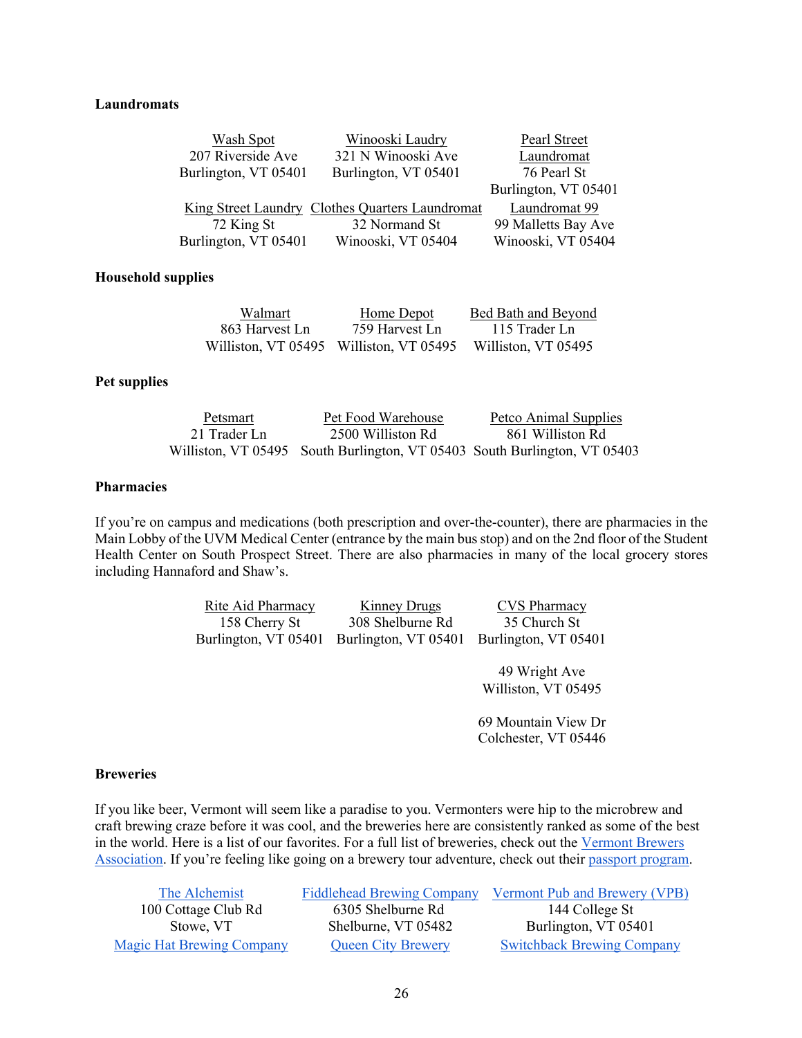**Laundromats**

| Wash Spot<br>207 Riverside Ave<br>Burlington, VT 05401 | Winooski Laudry<br>321 N Winooski Ave<br>Burlington, VT 05401 | Pearl Street Laundromat<br>76 Pearl St<br>Burlington, VT 05401 |
|---|---|---|
| King Street Laundry<br>72 King St<br>Burlington, VT 05401 | Clothes Quarters Laundromat<br>32 Normand St<br>Winooski, VT 05404 | Laundromat 99<br>99 Malletts Bay Ave<br>Winooski, VT 05404 |

**Household supplies**

| Walmart<br>863 Harvest Ln<br>Williston, VT 05495 | Home Depot<br>759 Harvest Ln<br>Williston, VT 05495 | Bed Bath and Beyond<br>115 Trader Ln<br>Williston, VT 05495 |
|---|---|---|

**Pet supplies**

| Petsmart<br>21 Trader Ln<br>Williston, VT 05495 | Pet Food Warehouse<br>2500 Williston Rd<br>South Burlington, VT 05403 | Petco Animal Supplies<br>861 Williston Rd<br>South Burlington, VT 05403 |
|---|---|---|

**Pharmacies**

If you're on campus and medications (both prescription and over-the-counter), there are pharmacies in the Main Lobby of the UVM Medical Center (entrance by the main bus stop) and on the 2nd floor of the Student Health Center on South Prospect Street. There are also pharmacies in many of the local grocery stores including Hannaford and Shaw's.

| Rite Aid Pharmacy<br>158 Cherry St<br>Burlington, VT 05401 | Kinney Drugs<br>308 Shelburne Rd<br>Burlington, VT 05401 | CVS Pharmacy<br>35 Church St<br>Burlington, VT 05401<br><br>49 Wright Ave<br>Williston, VT 05495<br><br>69 Mountain View Dr<br>Colchester, VT 05446 |
|---|---|---|

**Breweries**

If you like beer, Vermont will seem like a paradise to you. Vermonters were hip to the microbrew and craft brewing craze before it was cool, and the breweries here are consistently ranked as some of the best in the world. Here is a list of our favorites. For a full list of breweries, check out the Vermont Brewers Association. If you're feeling like going on a brewery tour adventure, check out their passport program.

| The Alchemist<br>100 Cottage Club Rd<br>Stowe, VT | Fiddlehead Brewing Company<br>6305 Shelburne Rd<br>Shelburne, VT 05482 | Vermont Pub and Brewery (VPB)<br>144 College St<br>Burlington, VT 05401 |
|---|---|---|
| Magic Hat Brewing Company | Queen City Brewery | Switchback Brewing Company |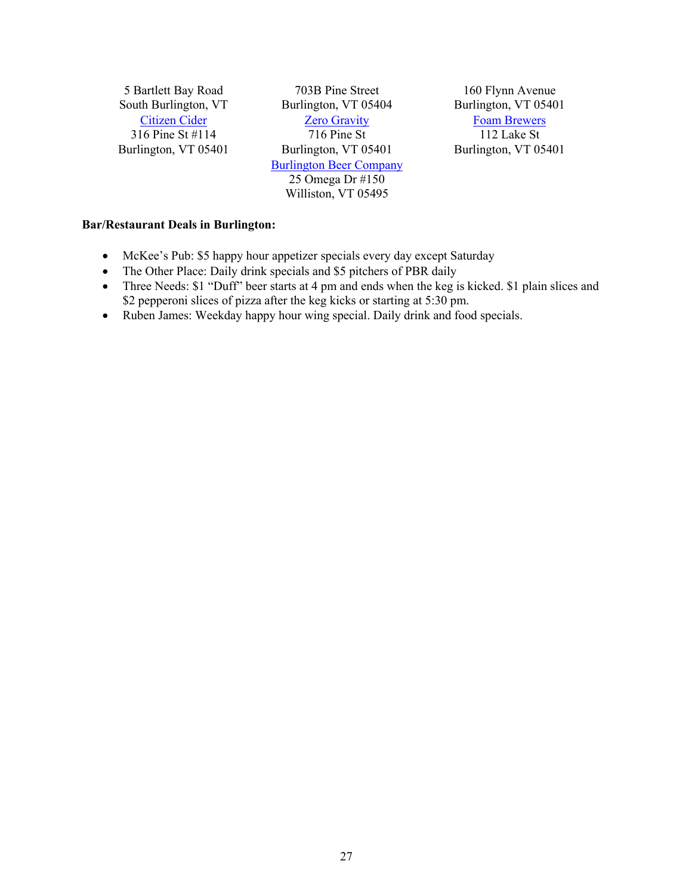5 Bartlett Bay Road
South Burlington, VT

[Citizen Cider](#)
316 Pine St #114
Burlington, VT 05401

703B Pine Street
Burlington, VT 05404

[Zero Gravity](#)
716 Pine St
Burlington, VT 05401

[Burlington Beer Company](#)
25 Omega Dr #150
Williston, VT 05495

160 Flynn Avenue
Burlington, VT 05401

[Foam Brewers](#)
112 Lake St
Burlington, VT 05401

**Bar/Restaurant Deals in Burlington:**

- McKee's Pub: $5 happy hour appetizer specials every day except Saturday
- The Other Place: Daily drink specials and $5 pitchers of PBR daily
- Three Needs: $1 "Duff" beer starts at 4 pm and ends when the keg is kicked. $1 plain slices and $2 pepperoni slices of pizza after the keg kicks or starting at 5:30 pm.
- Ruben James: Weekday happy hour wing special. Daily drink and food specials.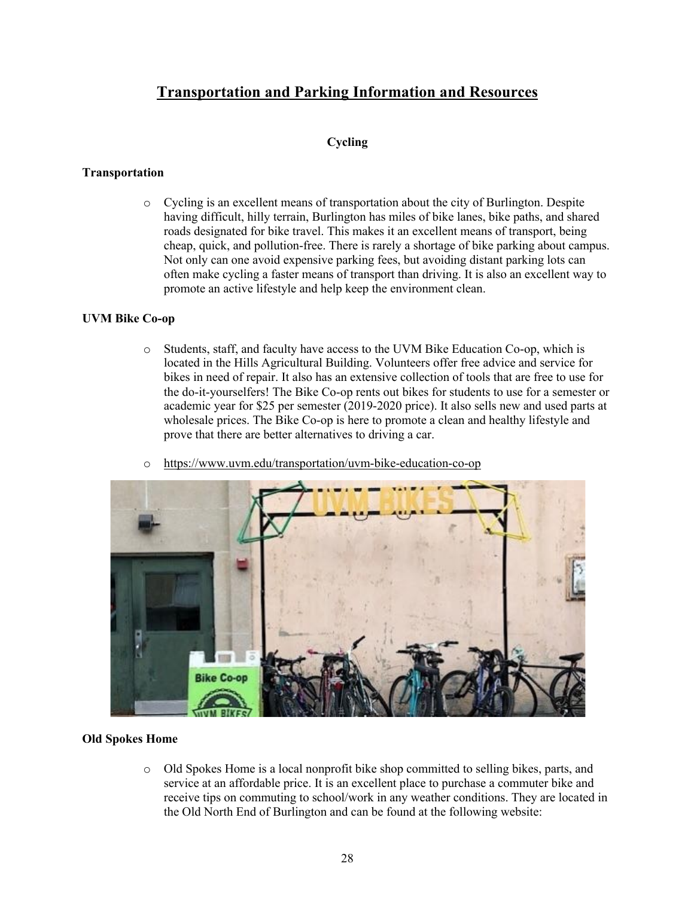# Transportation and Parking Information and Resources

## Cycling

### Transportation

- Cycling is an excellent means of transportation about the city of Burlington. Despite having difficult, hilly terrain, Burlington has miles of bike lanes, bike paths, and shared roads designated for bike travel. This makes it an excellent means of transport, being cheap, quick, and pollution-free. There is rarely a shortage of bike parking about campus. Not only can one avoid expensive parking fees, but avoiding distant parking lots can often make cycling a faster means of transport than driving. It is also an excellent way to promote an active lifestyle and help keep the environment clean.

### UVM Bike Co-op

- Students, staff, and faculty have access to the UVM Bike Education Co-op, which is located in the Hills Agricultural Building. Volunteers offer free advice and service for bikes in need of repair. It also has an extensive collection of tools that are free to use for the do-it-yourselfers! The Bike Co-op rents out bikes for students to use for a semester or academic year for $25 per semester (2019-2020 price). It also sells new and used parts at wholesale prices. The Bike Co-op is here to promote a clean and healthy lifestyle and prove that there are better alternatives to driving a car.
- https://www.uvm.edu/transportation/uvm-bike-education-co-op

### Old Spokes Home

- Old Spokes Home is a local nonprofit bike shop committed to selling bikes, parts, and service at an affordable price. It is an excellent place to purchase a commuter bike and receive tips on commuting to school/work in any weather conditions. They are located in the Old North End of Burlington and can be found at the following website: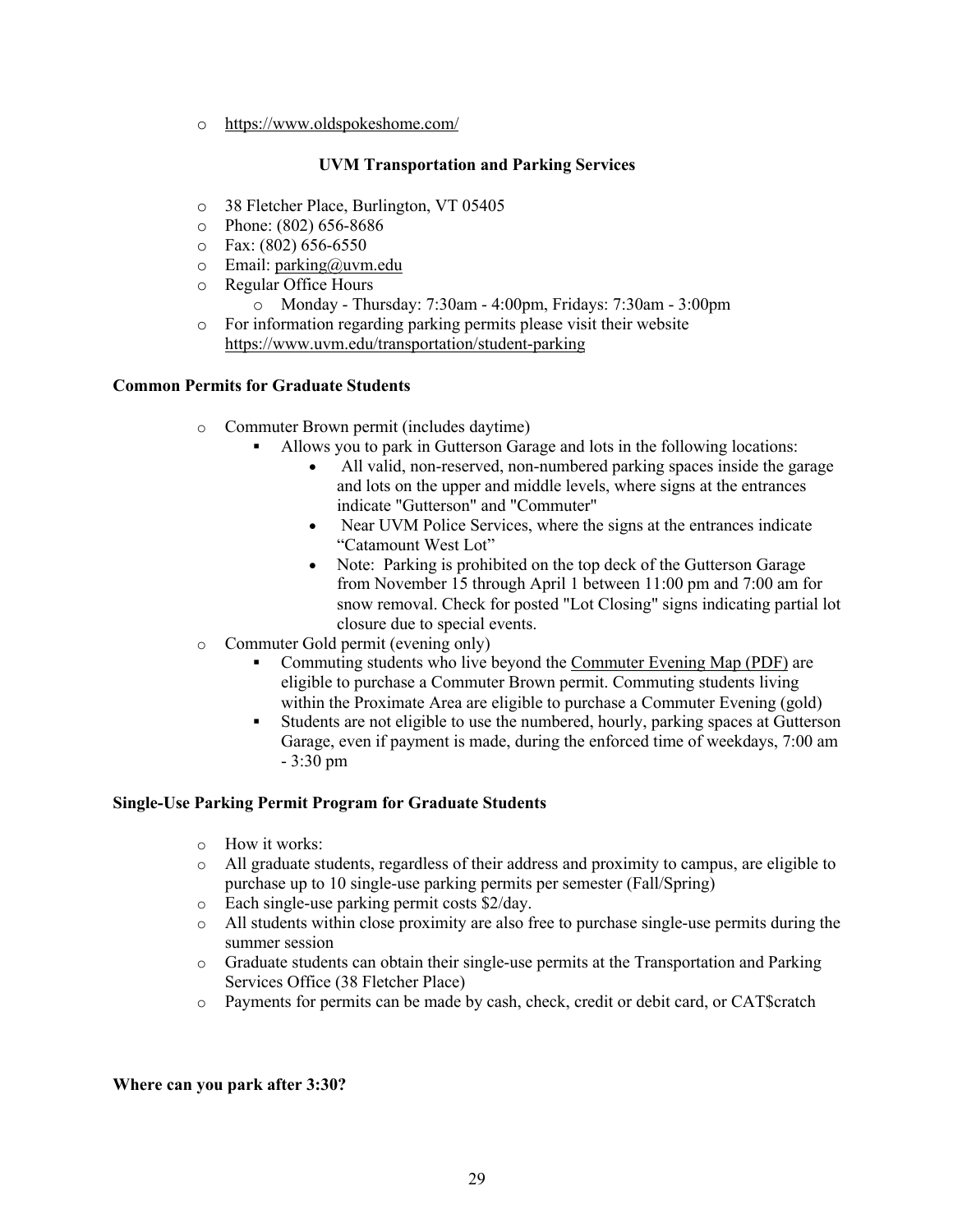- https://www.oldspokeshome.com/

**UVM Transportation and Parking Services**

- 38 Fletcher Place, Burlington, VT 05405
- Phone: (802) 656-8686
- Fax: (802) 656-6550
- Email: parking@uvm.edu
- Regular Office Hours
  - Monday - Thursday: 7:30am - 4:00pm, Fridays: 7:30am - 3:00pm
- For information regarding parking permits please visit their website https://www.uvm.edu/transportation/student-parking

**Common Permits for Graduate Students**

- Commuter Brown permit (includes daytime)
  - Allows you to park in Gutterson Garage and lots in the following locations:
    - All valid, non-reserved, non-numbered parking spaces inside the garage and lots on the upper and middle levels, where signs at the entrances indicate "Gutterson" and "Commuter"
    - Near UVM Police Services, where the signs at the entrances indicate "Catamount West Lot"
    - Note: Parking is prohibited on the top deck of the Gutterson Garage from November 15 through April 1 between 11:00 pm and 7:00 am for snow removal. Check for posted "Lot Closing" signs indicating partial lot closure due to special events.
- Commuter Gold permit (evening only)
  - Commuting students who live beyond the Commuter Evening Map (PDF) are eligible to purchase a Commuter Brown permit. Commuting students living within the Proximate Area are eligible to purchase a Commuter Evening (gold)
  - Students are not eligible to use the numbered, hourly, parking spaces at Gutterson Garage, even if payment is made, during the enforced time of weekdays, 7:00 am - 3:30 pm

**Single-Use Parking Permit Program for Graduate Students**

- How it works:
- All graduate students, regardless of their address and proximity to campus, are eligible to purchase up to 10 single-use parking permits per semester (Fall/Spring)
- Each single-use parking permit costs $2/day.
- All students within close proximity are also free to purchase single-use permits during the summer session
- Graduate students can obtain their single-use permits at the Transportation and Parking Services Office (38 Fletcher Place)
- Payments for permits can be made by cash, check, credit or debit card, or CAT$cratch

**Where can you park after 3:30?**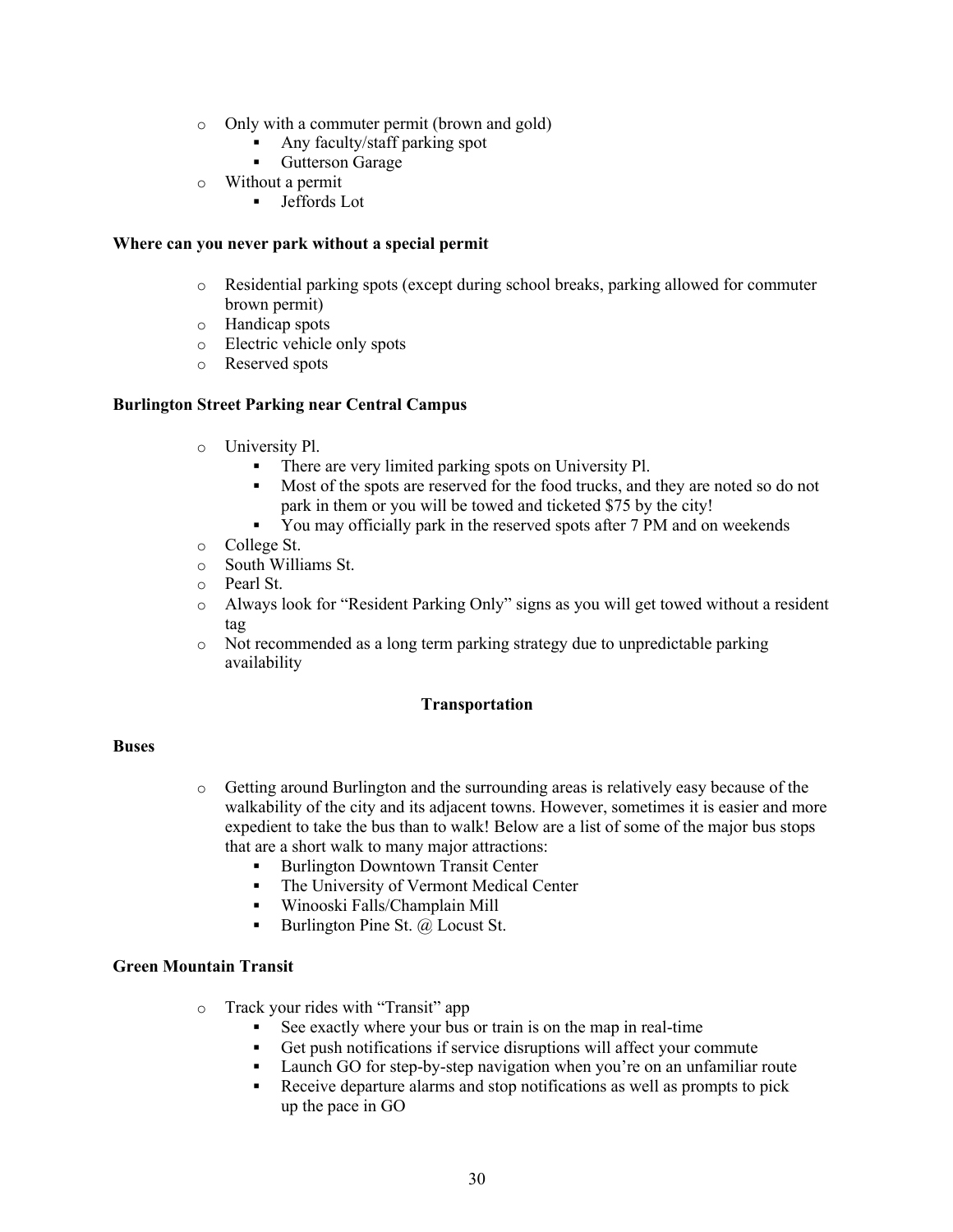- Only with a commuter permit (brown and gold)
    - Any faculty/staff parking spot
    - Gutterson Garage
- Without a permit
    - Jeffords Lot

**Where can you never park without a special permit**

- Residential parking spots (except during school breaks, parking allowed for commuter brown permit)
- Handicap spots
- Electric vehicle only spots
- Reserved spots

**Burlington Street Parking near Central Campus**

- University Pl.
    - There are very limited parking spots on University Pl.
    - Most of the spots are reserved for the food trucks, and they are noted so do not park in them or you will be towed and ticketed $75 by the city!
    - You may officially park in the reserved spots after 7 PM and on weekends
- College St.
- South Williams St.
- Pearl St.
- Always look for "Resident Parking Only" signs as you will get towed without a resident tag
- Not recommended as a long term parking strategy due to unpredictable parking availability

## Transportation

**Buses**

- Getting around Burlington and the surrounding areas is relatively easy because of the walkability of the city and its adjacent towns. However, sometimes it is easier and more expedient to take the bus than to walk! Below are a list of some of the major bus stops that are a short walk to many major attractions:
    - Burlington Downtown Transit Center
    - The University of Vermont Medical Center
    - Winooski Falls/Champlain Mill
    - Burlington Pine St. @ Locust St.

**Green Mountain Transit**

- Track your rides with "Transit" app
    - See exactly where your bus or train is on the map in real-time
    - Get push notifications if service disruptions will affect your commute
    - Launch GO for step-by-step navigation when you're on an unfamiliar route
    - Receive departure alarms and stop notifications as well as prompts to pick up the pace in GO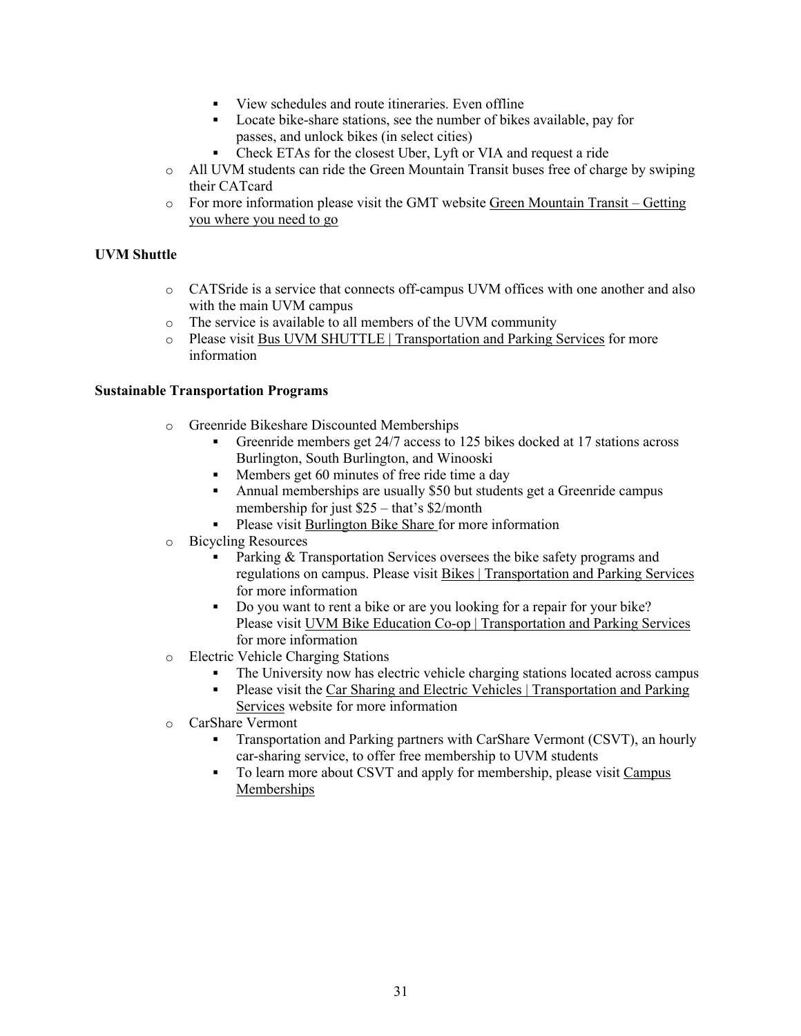- View schedules and route itineraries. Even offline
        - Locate bike-share stations, see the number of bikes available, pay for passes, and unlock bikes (in select cities)
        - Check ETAs for the closest Uber, Lyft or VIA and request a ride
    - All UVM students can ride the Green Mountain Transit buses free of charge by swiping their CATcard
    - For more information please visit the GMT website Green Mountain Transit – Getting you where you need to go

**UVM Shuttle**

- CATSride is a service that connects off-campus UVM offices with one another and also with the main UVM campus
- The service is available to all members of the UVM community
- Please visit Bus UVM SHUTTLE | Transportation and Parking Services for more information

**Sustainable Transportation Programs**

- Greenride Bikeshare Discounted Memberships
    - Greenride members get 24/7 access to 125 bikes docked at 17 stations across Burlington, South Burlington, and Winooski
    - Members get 60 minutes of free ride time a day
    - Annual memberships are usually $50 but students get a Greenride campus membership for just $25 – that's $2/month
    - Please visit Burlington Bike Share for more information
- Bicycling Resources
    - Parking & Transportation Services oversees the bike safety programs and regulations on campus. Please visit Bikes | Transportation and Parking Services for more information
    - Do you want to rent a bike or are you looking for a repair for your bike? Please visit UVM Bike Education Co-op | Transportation and Parking Services for more information
- Electric Vehicle Charging Stations
    - The University now has electric vehicle charging stations located across campus
    - Please visit the Car Sharing and Electric Vehicles | Transportation and Parking Services website for more information
- CarShare Vermont
    - Transportation and Parking partners with CarShare Vermont (CSVT), an hourly car-sharing service, to offer free membership to UVM students
    - To learn more about CSVT and apply for membership, please visit Campus Memberships